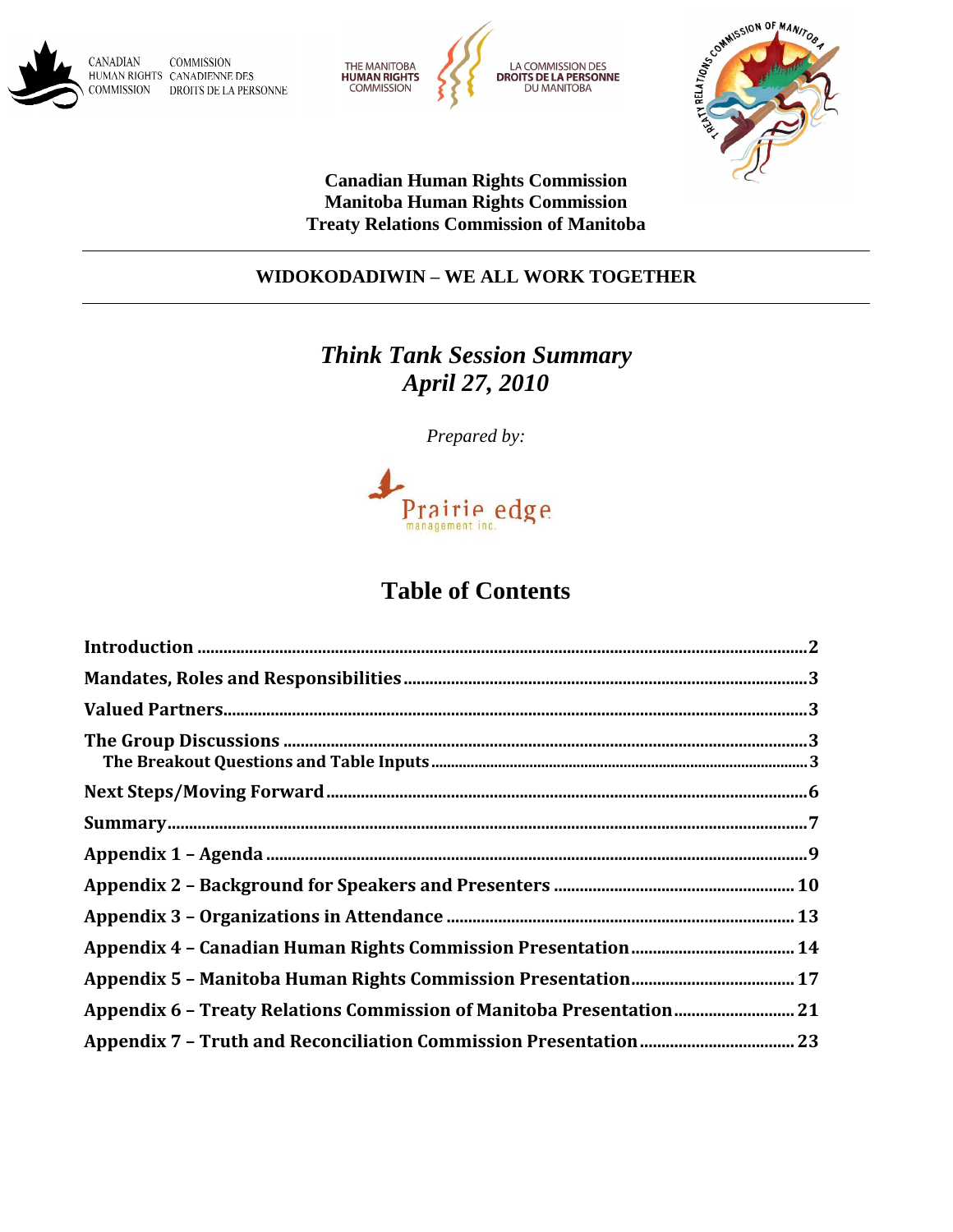CANADIAN HUMAN RIGHTS COMMISSION | COMMISSION CANADIENNE DES DROITS DE LA PERSONNE

THE MANITOBA HUMAN RIGHTS COMMISSION | LA COMMISSION DES DROITS DE LA PERSONNE DU MANITOBA

TREATY RELATIONS COMMISSION OF MANITOBA

**Canadian Human Rights Commission**
**Manitoba Human Rights Commission**
**Treaty Relations Commission of Manitoba**

---

**WIDOKODADIWIN – WE ALL WORK TOGETHER**

---

# *Think Tank Session Summary*
# *April 27, 2010*

*Prepared by:*

Prairie edge management inc.

## Table of Contents

- **Introduction** .......... 2
- **Mandates, Roles and Responsibilities** .......... 3
- **Valued Partners** .......... 3
- **The Group Discussions** .......... 3
  - **The Breakout Questions and Table Inputs** .......... 3
- **Next Steps/Moving Forward** .......... 6
- **Summary** .......... 7
- **Appendix 1 – Agenda** .......... 9
- **Appendix 2 – Background for Speakers and Presenters** .......... 10
- **Appendix 3 – Organizations in Attendance** .......... 13
- **Appendix 4 – Canadian Human Rights Commission Presentation** .......... 14
- **Appendix 5 – Manitoba Human Rights Commission Presentation** .......... 17
- **Appendix 6 – Treaty Relations Commission of Manitoba Presentation** .......... 21
- **Appendix 7 – Truth and Reconciliation Commission Presentation** .......... 23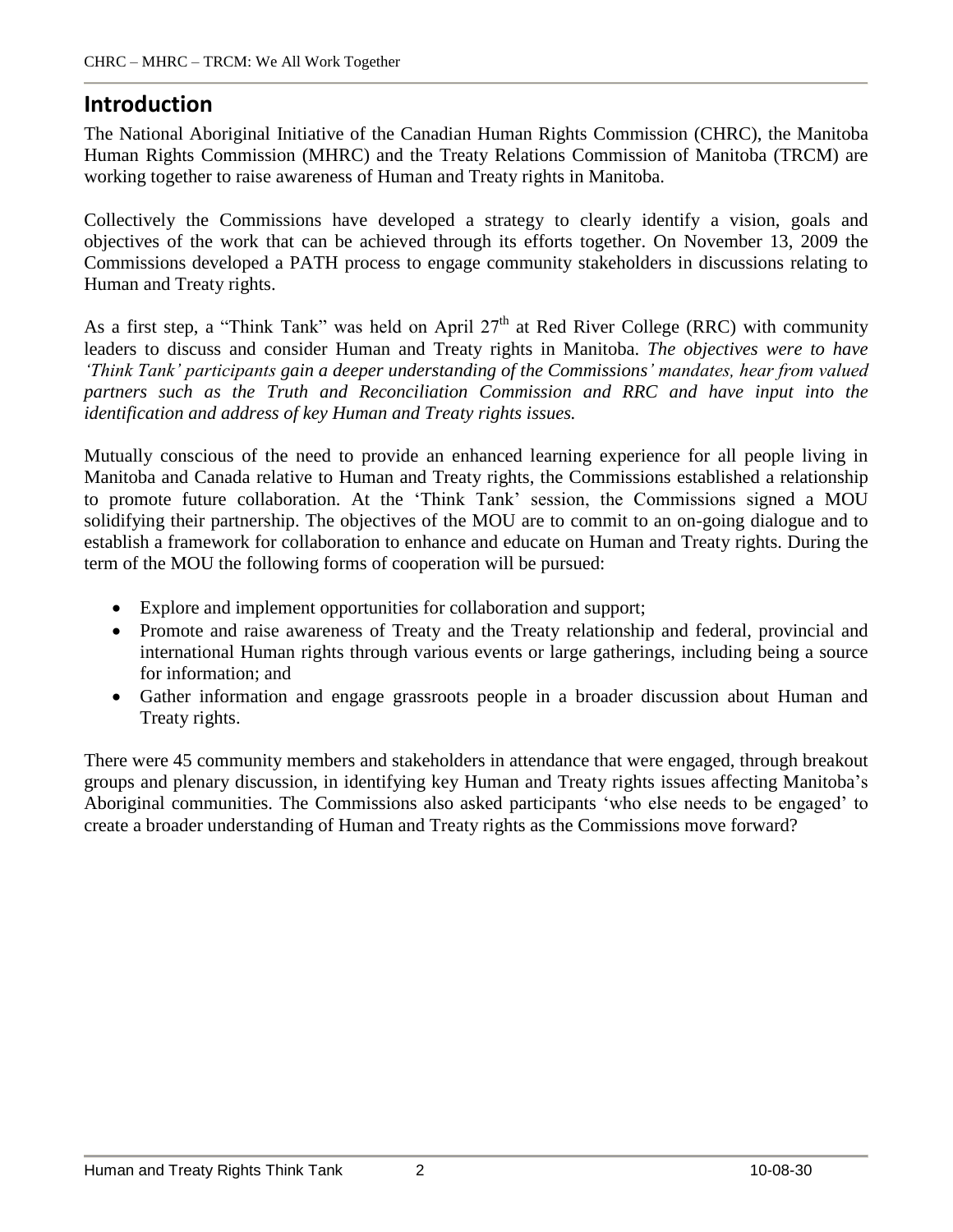## Introduction

The National Aboriginal Initiative of the Canadian Human Rights Commission (CHRC), the Manitoba Human Rights Commission (MHRC) and the Treaty Relations Commission of Manitoba (TRCM) are working together to raise awareness of Human and Treaty rights in Manitoba.

Collectively the Commissions have developed a strategy to clearly identify a vision, goals and objectives of the work that can be achieved through its efforts together. On November 13, 2009 the Commissions developed a PATH process to engage community stakeholders in discussions relating to Human and Treaty rights.

As a first step, a "Think Tank" was held on April 27th at Red River College (RRC) with community leaders to discuss and consider Human and Treaty rights in Manitoba. *The objectives were to have 'Think Tank' participants gain a deeper understanding of the Commissions' mandates, hear from valued partners such as the Truth and Reconciliation Commission and RRC and have input into the identification and address of key Human and Treaty rights issues.*

Mutually conscious of the need to provide an enhanced learning experience for all people living in Manitoba and Canada relative to Human and Treaty rights, the Commissions established a relationship to promote future collaboration. At the 'Think Tank' session, the Commissions signed a MOU solidifying their partnership. The objectives of the MOU are to commit to an on-going dialogue and to establish a framework for collaboration to enhance and educate on Human and Treaty rights. During the term of the MOU the following forms of cooperation will be pursued:

- Explore and implement opportunities for collaboration and support;
- Promote and raise awareness of Treaty and the Treaty relationship and federal, provincial and international Human rights through various events or large gatherings, including being a source for information; and
- Gather information and engage grassroots people in a broader discussion about Human and Treaty rights.

There were 45 community members and stakeholders in attendance that were engaged, through breakout groups and plenary discussion, in identifying key Human and Treaty rights issues affecting Manitoba's Aboriginal communities. The Commissions also asked participants 'who else needs to be engaged' to create a broader understanding of Human and Treaty rights as the Commissions move forward?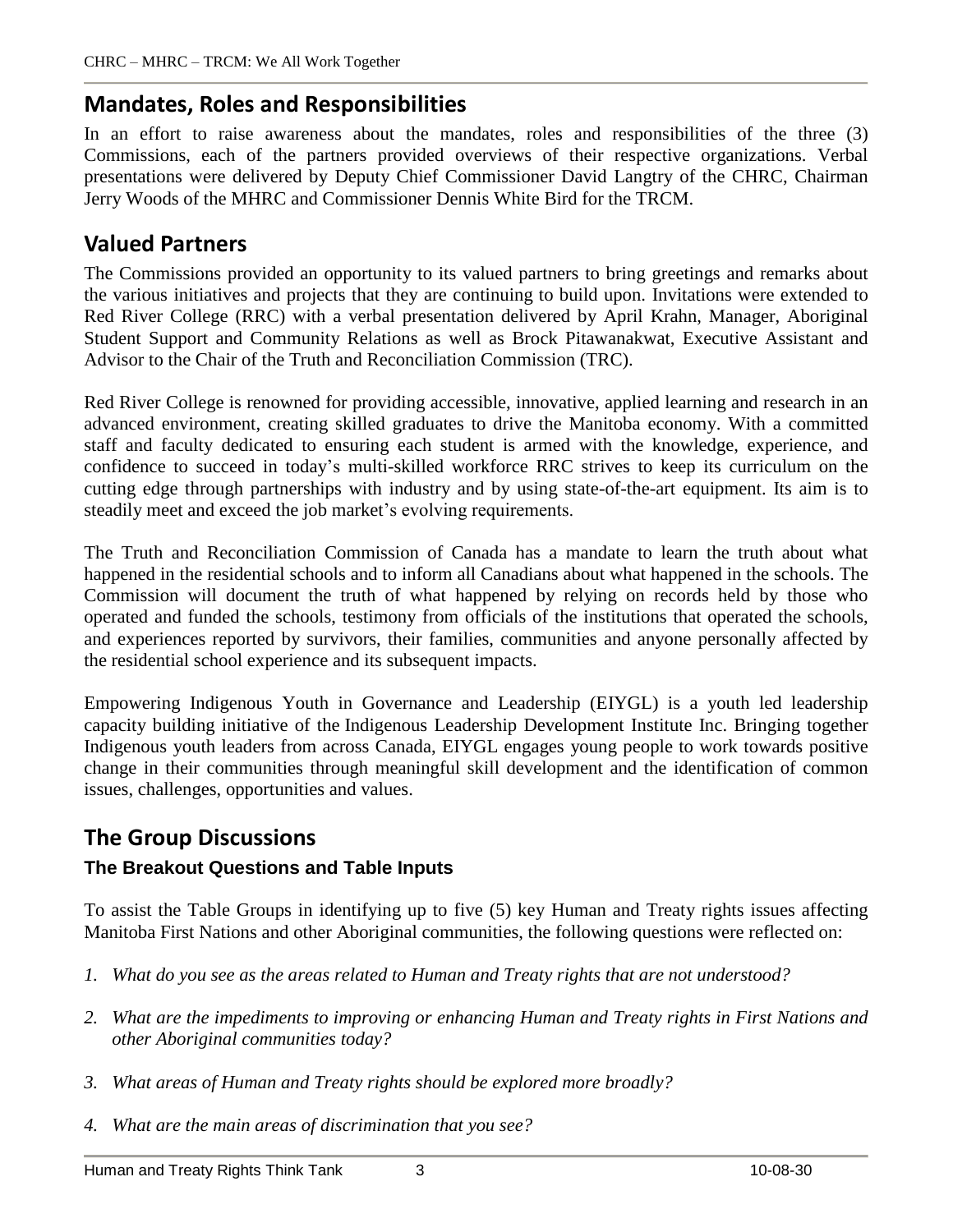## Mandates, Roles and Responsibilities

In an effort to raise awareness about the mandates, roles and responsibilities of the three (3) Commissions, each of the partners provided overviews of their respective organizations. Verbal presentations were delivered by Deputy Chief Commissioner David Langtry of the CHRC, Chairman Jerry Woods of the MHRC and Commissioner Dennis White Bird for the TRCM.

## Valued Partners

The Commissions provided an opportunity to its valued partners to bring greetings and remarks about the various initiatives and projects that they are continuing to build upon. Invitations were extended to Red River College (RRC) with a verbal presentation delivered by April Krahn, Manager, Aboriginal Student Support and Community Relations as well as Brock Pitawanakwat, Executive Assistant and Advisor to the Chair of the Truth and Reconciliation Commission (TRC).

Red River College is renowned for providing accessible, innovative, applied learning and research in an advanced environment, creating skilled graduates to drive the Manitoba economy. With a committed staff and faculty dedicated to ensuring each student is armed with the knowledge, experience, and confidence to succeed in today's multi-skilled workforce RRC strives to keep its curriculum on the cutting edge through partnerships with industry and by using state-of-the-art equipment. Its aim is to steadily meet and exceed the job market's evolving requirements.

The Truth and Reconciliation Commission of Canada has a mandate to learn the truth about what happened in the residential schools and to inform all Canadians about what happened in the schools. The Commission will document the truth of what happened by relying on records held by those who operated and funded the schools, testimony from officials of the institutions that operated the schools, and experiences reported by survivors, their families, communities and anyone personally affected by the residential school experience and its subsequent impacts.

Empowering Indigenous Youth in Governance and Leadership (EIYGL) is a youth led leadership capacity building initiative of the Indigenous Leadership Development Institute Inc. Bringing together Indigenous youth leaders from across Canada, EIYGL engages young people to work towards positive change in their communities through meaningful skill development and the identification of common issues, challenges, opportunities and values.

## The Group Discussions

### The Breakout Questions and Table Inputs

To assist the Table Groups in identifying up to five (5) key Human and Treaty rights issues affecting Manitoba First Nations and other Aboriginal communities, the following questions were reflected on:

1. *What do you see as the areas related to Human and Treaty rights that are not understood?*
2. *What are the impediments to improving or enhancing Human and Treaty rights in First Nations and other Aboriginal communities today?*
3. *What areas of Human and Treaty rights should be explored more broadly?*
4. *What are the main areas of discrimination that you see?*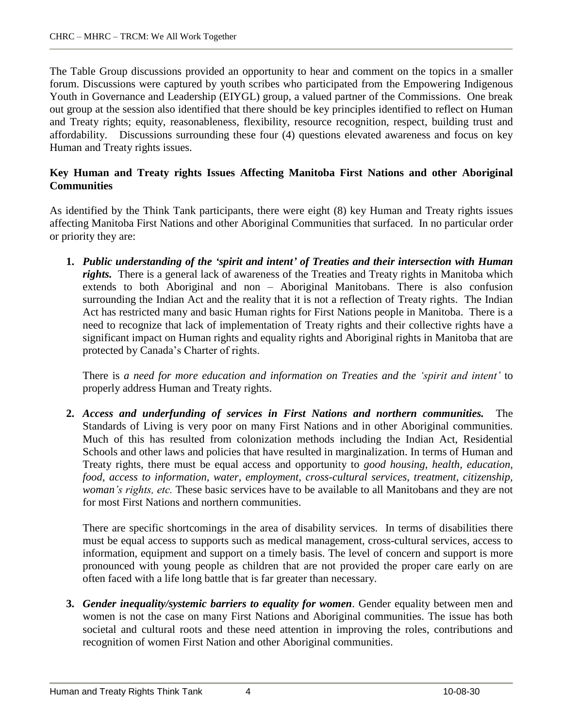The Table Group discussions provided an opportunity to hear and comment on the topics in a smaller forum. Discussions were captured by youth scribes who participated from the Empowering Indigenous Youth in Governance and Leadership (EIYGL) group, a valued partner of the Commissions. One break out group at the session also identified that there should be key principles identified to reflect on Human and Treaty rights; equity, reasonableness, flexibility, resource recognition, respect, building trust and affordability. Discussions surrounding these four (4) questions elevated awareness and focus on key Human and Treaty rights issues.

**Key Human and Treaty rights Issues Affecting Manitoba First Nations and other Aboriginal Communities**

As identified by the Think Tank participants, there were eight (8) key Human and Treaty rights issues affecting Manitoba First Nations and other Aboriginal Communities that surfaced. In no particular order or priority they are:

1. ***Public understanding of the 'spirit and intent' of Treaties and their intersection with Human rights.*** There is a general lack of awareness of the Treaties and Treaty rights in Manitoba which extends to both Aboriginal and non – Aboriginal Manitobans. There is also confusion surrounding the Indian Act and the reality that it is not a reflection of Treaty rights. The Indian Act has restricted many and basic Human rights for First Nations people in Manitoba. There is a need to recognize that lack of implementation of Treaty rights and their collective rights have a significant impact on Human rights and equality rights and Aboriginal rights in Manitoba that are protected by Canada's Charter of rights.

   There is *a need for more education and information on Treaties and the 'spirit and intent'* to properly address Human and Treaty rights.

2. ***Access and underfunding of services in First Nations and northern communities.*** The Standards of Living is very poor on many First Nations and in other Aboriginal communities. Much of this has resulted from colonization methods including the Indian Act, Residential Schools and other laws and policies that have resulted in marginalization. In terms of Human and Treaty rights, there must be equal access and opportunity to *good housing, health, education, food, access to information, water, employment, cross-cultural services, treatment, citizenship, woman's rights, etc.* These basic services have to be available to all Manitobans and they are not for most First Nations and northern communities.

   There are specific shortcomings in the area of disability services. In terms of disabilities there must be equal access to supports such as medical management, cross-cultural services, access to information, equipment and support on a timely basis. The level of concern and support is more pronounced with young people as children that are not provided the proper care early on are often faced with a life long battle that is far greater than necessary.

3. ***Gender inequality/systemic barriers to equality for women***. Gender equality between men and women is not the case on many First Nations and Aboriginal communities. The issue has both societal and cultural roots and these need attention in improving the roles, contributions and recognition of women First Nation and other Aboriginal communities.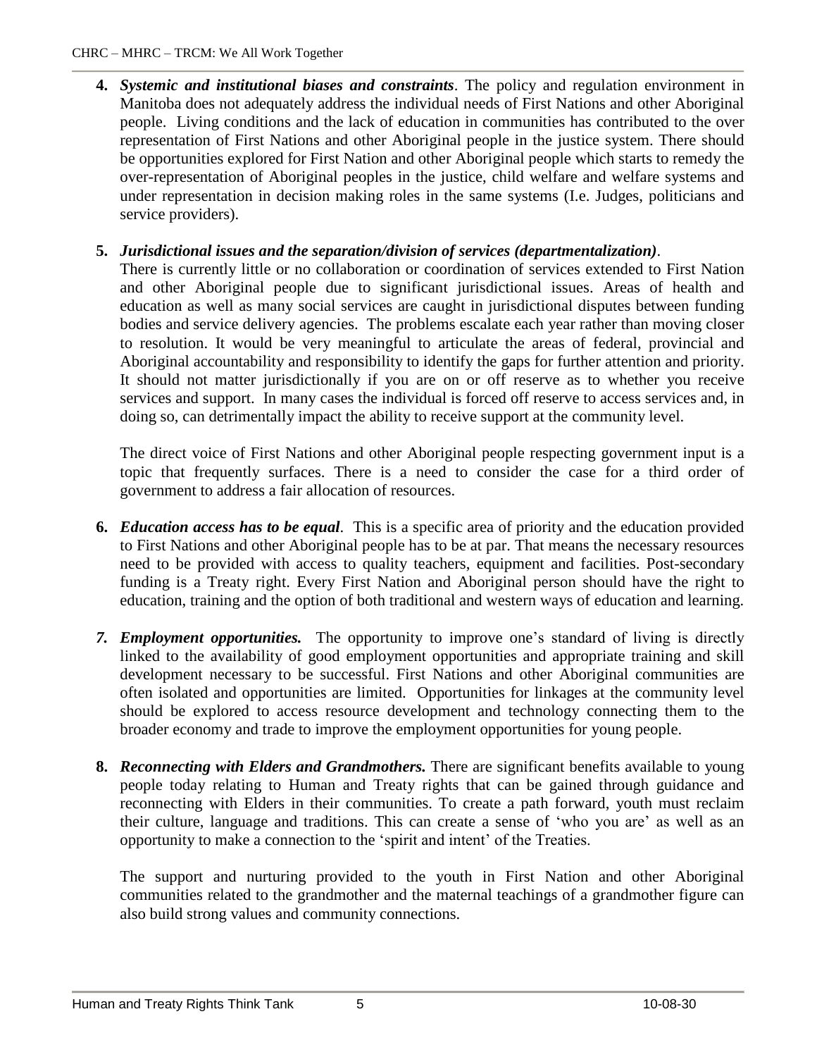4. ***Systemic and institutional biases and constraints***. The policy and regulation environment in Manitoba does not adequately address the individual needs of First Nations and other Aboriginal people. Living conditions and the lack of education in communities has contributed to the over representation of First Nations and other Aboriginal people in the justice system. There should be opportunities explored for First Nation and other Aboriginal people which starts to remedy the over-representation of Aboriginal peoples in the justice, child welfare and welfare systems and under representation in decision making roles in the same systems (I.e. Judges, politicians and service providers).

5. ***Jurisdictional issues and the separation/division of services (departmentalization)***.
   There is currently little or no collaboration or coordination of services extended to First Nation and other Aboriginal people due to significant jurisdictional issues. Areas of health and education as well as many social services are caught in jurisdictional disputes between funding bodies and service delivery agencies. The problems escalate each year rather than moving closer to resolution. It would be very meaningful to articulate the areas of federal, provincial and Aboriginal accountability and responsibility to identify the gaps for further attention and priority. It should not matter jurisdictionally if you are on or off reserve as to whether you receive services and support. In many cases the individual is forced off reserve to access services and, in doing so, can detrimentally impact the ability to receive support at the community level.

   The direct voice of First Nations and other Aboriginal people respecting government input is a topic that frequently surfaces. There is a need to consider the case for a third order of government to address a fair allocation of resources.

6. ***Education access has to be equal***. This is a specific area of priority and the education provided to First Nations and other Aboriginal people has to be at par. That means the necessary resources need to be provided with access to quality teachers, equipment and facilities. Post-secondary funding is a Treaty right. Every First Nation and Aboriginal person should have the right to education, training and the option of both traditional and western ways of education and learning.

7. ***Employment opportunities.*** The opportunity to improve one's standard of living is directly linked to the availability of good employment opportunities and appropriate training and skill development necessary to be successful. First Nations and other Aboriginal communities are often isolated and opportunities are limited. Opportunities for linkages at the community level should be explored to access resource development and technology connecting them to the broader economy and trade to improve the employment opportunities for young people.

8. ***Reconnecting with Elders and Grandmothers.*** There are significant benefits available to young people today relating to Human and Treaty rights that can be gained through guidance and reconnecting with Elders in their communities. To create a path forward, youth must reclaim their culture, language and traditions. This can create a sense of 'who you are' as well as an opportunity to make a connection to the 'spirit and intent' of the Treaties.

   The support and nurturing provided to the youth in First Nation and other Aboriginal communities related to the grandmother and the maternal teachings of a grandmother figure can also build strong values and community connections.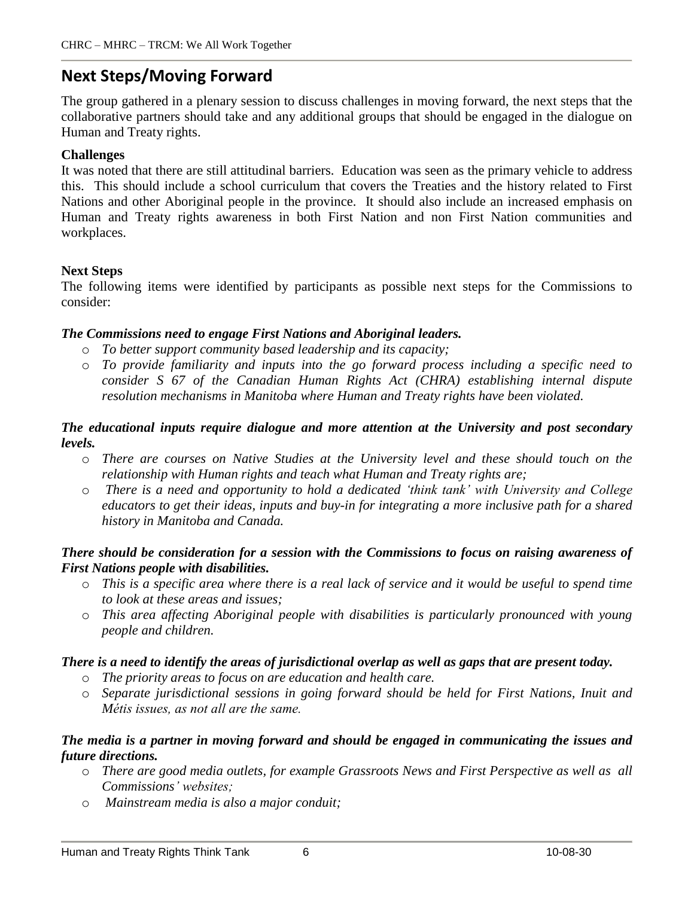## Next Steps/Moving Forward

The group gathered in a plenary session to discuss challenges in moving forward, the next steps that the collaborative partners should take and any additional groups that should be engaged in the dialogue on Human and Treaty rights.

### Challenges

It was noted that there are still attitudinal barriers. Education was seen as the primary vehicle to address this. This should include a school curriculum that covers the Treaties and the history related to First Nations and other Aboriginal people in the province. It should also include an increased emphasis on Human and Treaty rights awareness in both First Nation and non First Nation communities and workplaces.

### Next Steps

The following items were identified by participants as possible next steps for the Commissions to consider:

***The Commissions need to engage First Nations and Aboriginal leaders.***

- *To better support community based leadership and its capacity;*
- *To provide familiarity and inputs into the go forward process including a specific need to consider S 67 of the Canadian Human Rights Act (CHRA) establishing internal dispute resolution mechanisms in Manitoba where Human and Treaty rights have been violated.*

***The educational inputs require dialogue and more attention at the University and post secondary levels.***

- *There are courses on Native Studies at the University level and these should touch on the relationship with Human rights and teach what Human and Treaty rights are;*
- *There is a need and opportunity to hold a dedicated 'think tank' with University and College educators to get their ideas, inputs and buy-in for integrating a more inclusive path for a shared history in Manitoba and Canada.*

***There should be consideration for a session with the Commissions to focus on raising awareness of First Nations people with disabilities.***

- *This is a specific area where there is a real lack of service and it would be useful to spend time to look at these areas and issues;*
- *This area affecting Aboriginal people with disabilities is particularly pronounced with young people and children.*

***There is a need to identify the areas of jurisdictional overlap as well as gaps that are present today.***

- *The priority areas to focus on are education and health care.*
- *Separate jurisdictional sessions in going forward should be held for First Nations, Inuit and Métis issues, as not all are the same.*

***The media is a partner in moving forward and should be engaged in communicating the issues and future directions.***

- *There are good media outlets, for example Grassroots News and First Perspective as well as all Commissions' websites;*
- *Mainstream media is also a major conduit;*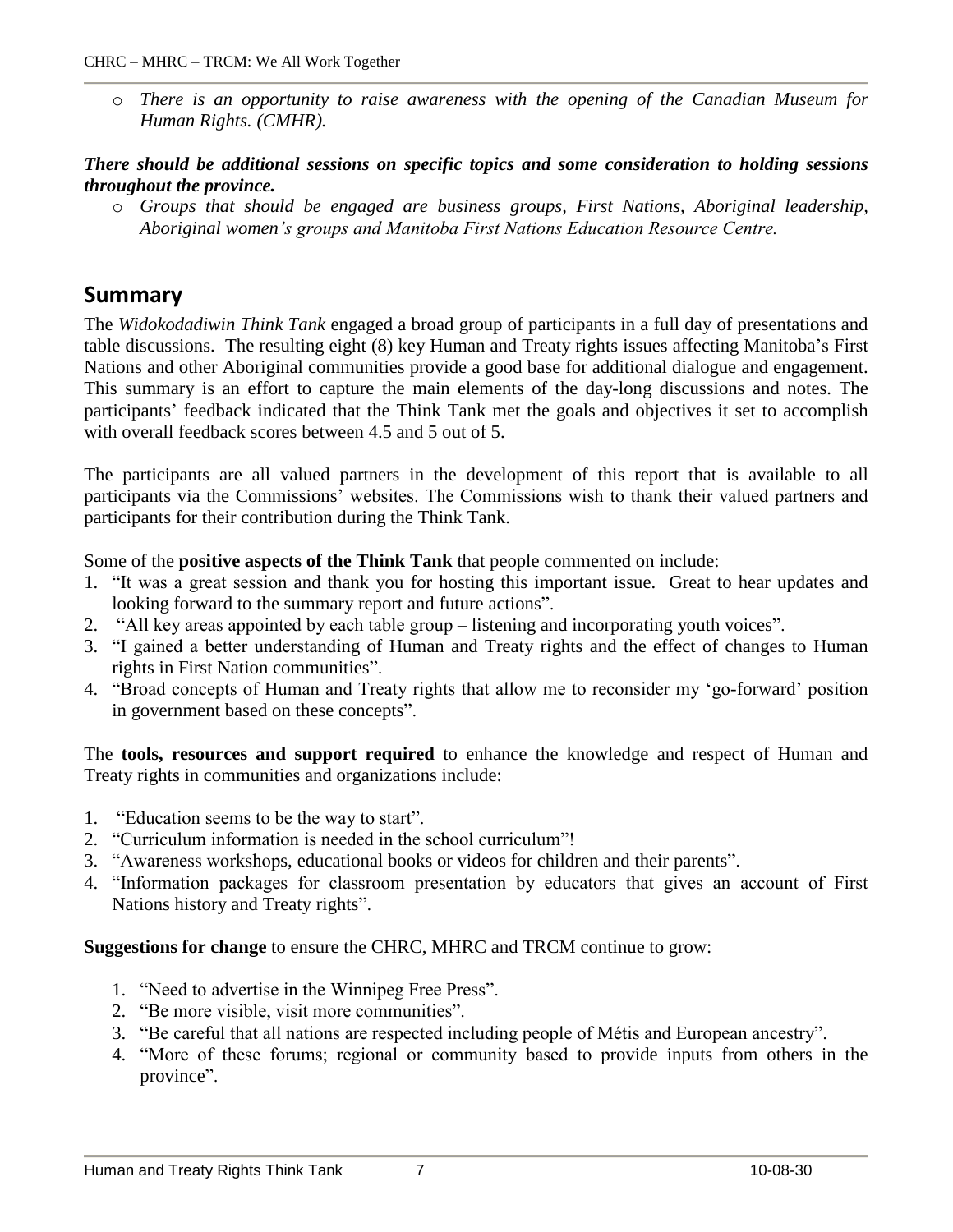- *There is an opportunity to raise awareness with the opening of the Canadian Museum for Human Rights. (CMHR).*

***There should be additional sessions on specific topics and some consideration to holding sessions throughout the province.***

- *Groups that should be engaged are business groups, First Nations, Aboriginal leadership, Aboriginal women's groups and Manitoba First Nations Education Resource Centre.*

## Summary

The *Widokodadiwin Think Tank* engaged a broad group of participants in a full day of presentations and table discussions. The resulting eight (8) key Human and Treaty rights issues affecting Manitoba's First Nations and other Aboriginal communities provide a good base for additional dialogue and engagement. This summary is an effort to capture the main elements of the day-long discussions and notes. The participants' feedback indicated that the Think Tank met the goals and objectives it set to accomplish with overall feedback scores between 4.5 and 5 out of 5.

The participants are all valued partners in the development of this report that is available to all participants via the Commissions' websites. The Commissions wish to thank their valued partners and participants for their contribution during the Think Tank.

Some of the **positive aspects of the Think Tank** that people commented on include:

1. "It was a great session and thank you for hosting this important issue. Great to hear updates and looking forward to the summary report and future actions".
2. "All key areas appointed by each table group – listening and incorporating youth voices".
3. "I gained a better understanding of Human and Treaty rights and the effect of changes to Human rights in First Nation communities".
4. "Broad concepts of Human and Treaty rights that allow me to reconsider my 'go-forward' position in government based on these concepts".

The **tools, resources and support required** to enhance the knowledge and respect of Human and Treaty rights in communities and organizations include:

1. "Education seems to be the way to start".
2. "Curriculum information is needed in the school curriculum"!
3. "Awareness workshops, educational books or videos for children and their parents".
4. "Information packages for classroom presentation by educators that gives an account of First Nations history and Treaty rights".

**Suggestions for change** to ensure the CHRC, MHRC and TRCM continue to grow:

1. "Need to advertise in the Winnipeg Free Press".
2. "Be more visible, visit more communities".
3. "Be careful that all nations are respected including people of Métis and European ancestry".
4. "More of these forums; regional or community based to provide inputs from others in the province".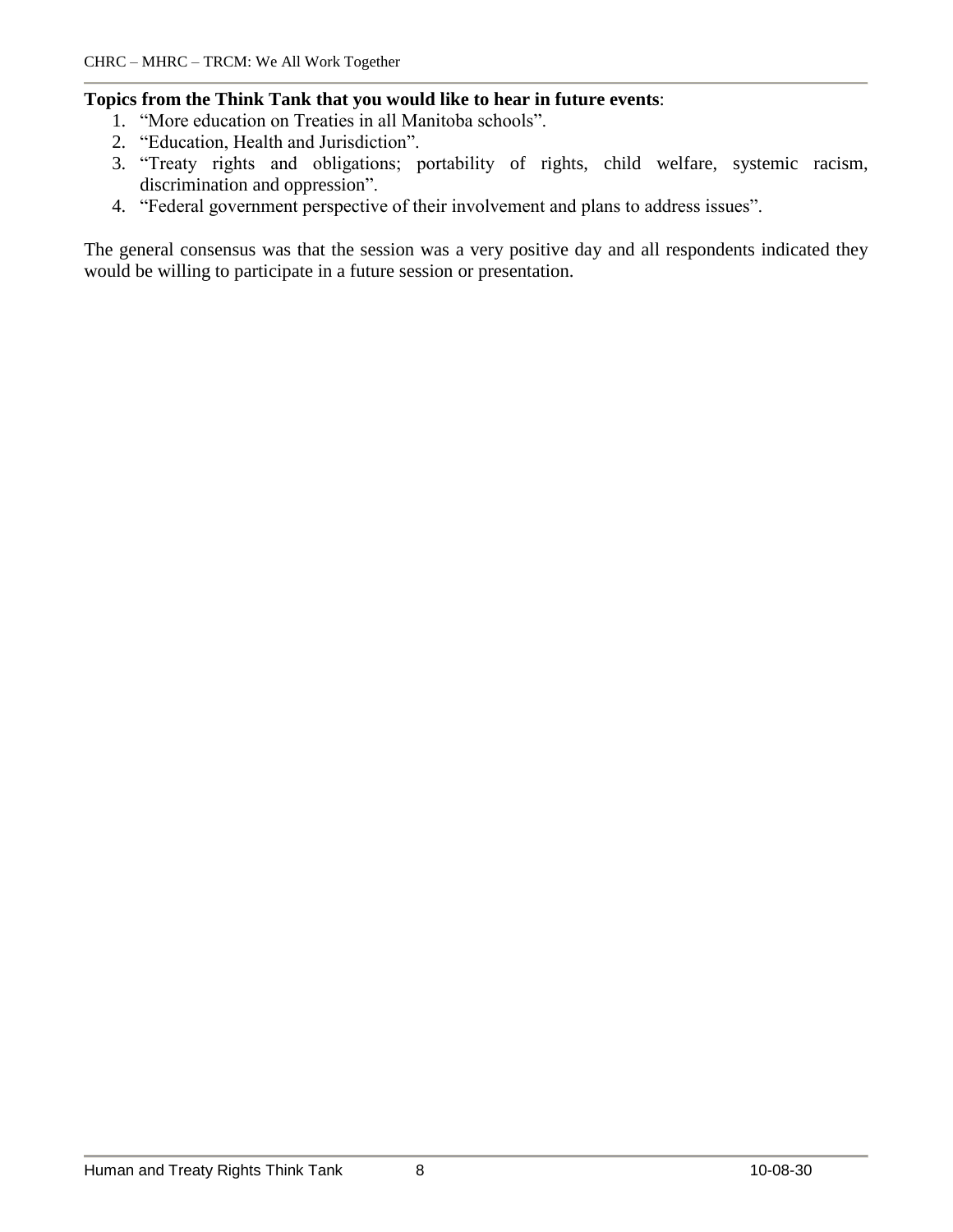**Topics from the Think Tank that you would like to hear in future events**:

1. "More education on Treaties in all Manitoba schools".
2. "Education, Health and Jurisdiction".
3. "Treaty rights and obligations; portability of rights, child welfare, systemic racism, discrimination and oppression".
4. "Federal government perspective of their involvement and plans to address issues".

The general consensus was that the session was a very positive day and all respondents indicated they would be willing to participate in a future session or presentation.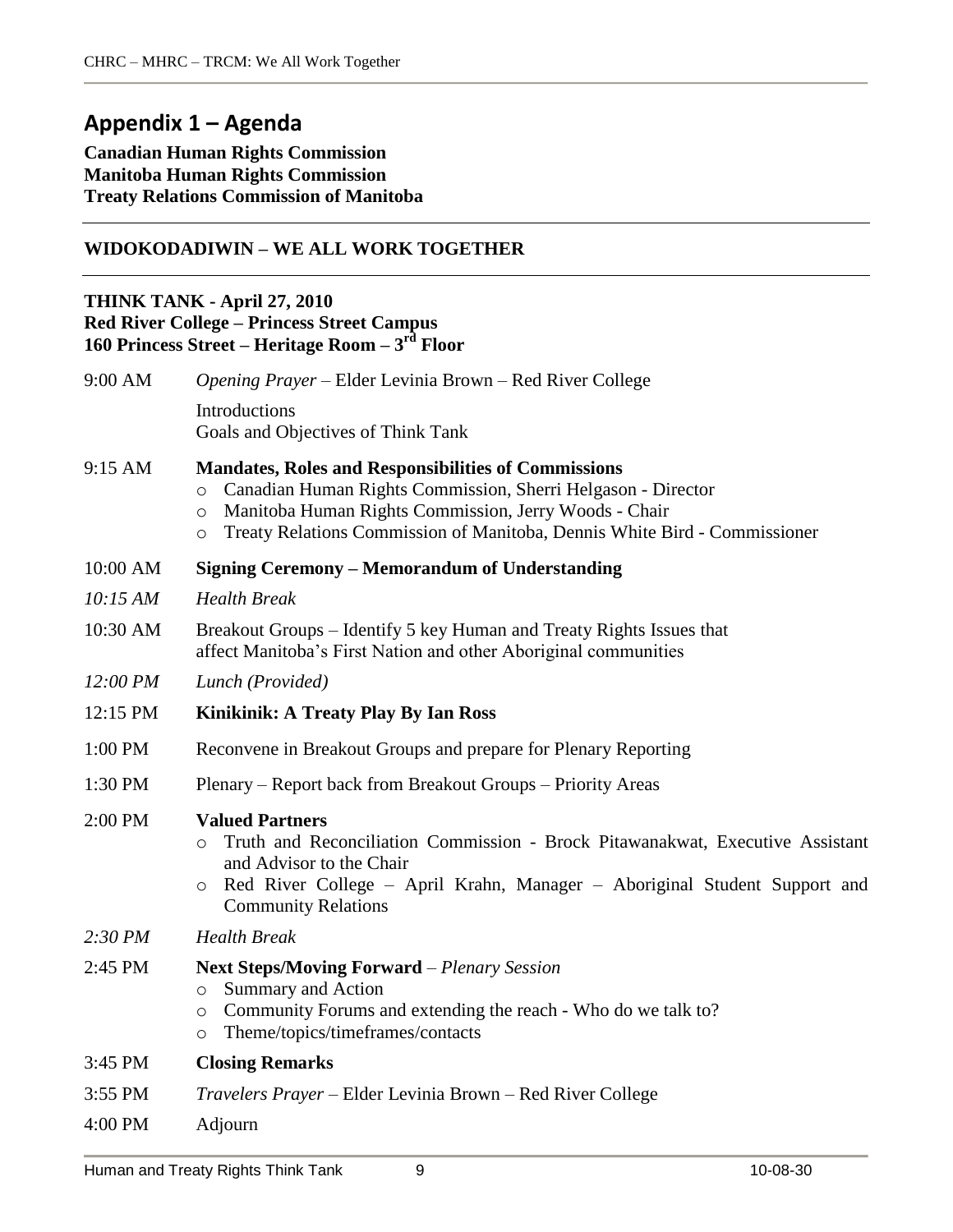## Appendix 1 – Agenda

**Canadian Human Rights Commission**
**Manitoba Human Rights Commission**
**Treaty Relations Commission of Manitoba**

---

**WIDOKODADIWIN – WE ALL WORK TOGETHER**

---

**THINK TANK - April 27, 2010**
**Red River College – Princess Street Campus**
**160 Princess Street – Heritage Room – 3rd Floor**

9:00 AM — *Opening Prayer* – Elder Levinia Brown – Red River College

Introductions
Goals and Objectives of Think Tank

9:15 AM — **Mandates, Roles and Responsibilities of Commissions**

- Canadian Human Rights Commission, Sherri Helgason - Director
- Manitoba Human Rights Commission, Jerry Woods - Chair
- Treaty Relations Commission of Manitoba, Dennis White Bird - Commissioner

10:00 AM — **Signing Ceremony – Memorandum of Understanding**

*10:15 AM* — *Health Break*

10:30 AM — Breakout Groups – Identify 5 key Human and Treaty Rights Issues that affect Manitoba's First Nation and other Aboriginal communities

*12:00 PM* — *Lunch (Provided)*

12:15 PM — **Kinikinik: A Treaty Play By Ian Ross**

1:00 PM — Reconvene in Breakout Groups and prepare for Plenary Reporting

1:30 PM — Plenary – Report back from Breakout Groups – Priority Areas

2:00 PM — **Valued Partners**

- Truth and Reconciliation Commission - Brock Pitawanakwat, Executive Assistant and Advisor to the Chair
- Red River College – April Krahn, Manager – Aboriginal Student Support and Community Relations

*2:30 PM* — *Health Break*

2:45 PM — **Next Steps/Moving Forward** – *Plenary Session*

- Summary and Action
- Community Forums and extending the reach - Who do we talk to?
- Theme/topics/timeframes/contacts

3:45 PM — **Closing Remarks**

3:55 PM — *Travelers Prayer* – Elder Levinia Brown – Red River College

4:00 PM — Adjourn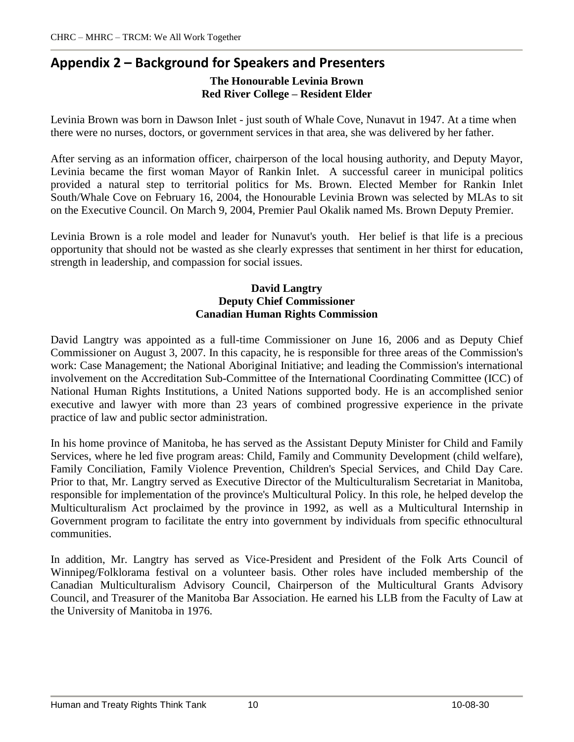## Appendix 2 – Background for Speakers and Presenters

**The Honourable Levinia Brown**
**Red River College – Resident Elder**

Levinia Brown was born in Dawson Inlet - just south of Whale Cove, Nunavut in 1947. At a time when there were no nurses, doctors, or government services in that area, she was delivered by her father.

After serving as an information officer, chairperson of the local housing authority, and Deputy Mayor, Levinia became the first woman Mayor of Rankin Inlet. A successful career in municipal politics provided a natural step to territorial politics for Ms. Brown. Elected Member for Rankin Inlet South/Whale Cove on February 16, 2004, the Honourable Levinia Brown was selected by MLAs to sit on the Executive Council. On March 9, 2004, Premier Paul Okalik named Ms. Brown Deputy Premier.

Levinia Brown is a role model and leader for Nunavut's youth. Her belief is that life is a precious opportunity that should not be wasted as she clearly expresses that sentiment in her thirst for education, strength in leadership, and compassion for social issues.

**David Langtry**
**Deputy Chief Commissioner**
**Canadian Human Rights Commission**

David Langtry was appointed as a full-time Commissioner on June 16, 2006 and as Deputy Chief Commissioner on August 3, 2007. In this capacity, he is responsible for three areas of the Commission's work: Case Management; the National Aboriginal Initiative; and leading the Commission's international involvement on the Accreditation Sub-Committee of the International Coordinating Committee (ICC) of National Human Rights Institutions, a United Nations supported body. He is an accomplished senior executive and lawyer with more than 23 years of combined progressive experience in the private practice of law and public sector administration.

In his home province of Manitoba, he has served as the Assistant Deputy Minister for Child and Family Services, where he led five program areas: Child, Family and Community Development (child welfare), Family Conciliation, Family Violence Prevention, Children's Special Services, and Child Day Care. Prior to that, Mr. Langtry served as Executive Director of the Multiculturalism Secretariat in Manitoba, responsible for implementation of the province's Multicultural Policy. In this role, he helped develop the Multiculturalism Act proclaimed by the province in 1992, as well as a Multicultural Internship in Government program to facilitate the entry into government by individuals from specific ethnocultural communities.

In addition, Mr. Langtry has served as Vice-President and President of the Folk Arts Council of Winnipeg/Folklorama festival on a volunteer basis. Other roles have included membership of the Canadian Multiculturalism Advisory Council, Chairperson of the Multicultural Grants Advisory Council, and Treasurer of the Manitoba Bar Association. He earned his LLB from the Faculty of Law at the University of Manitoba in 1976.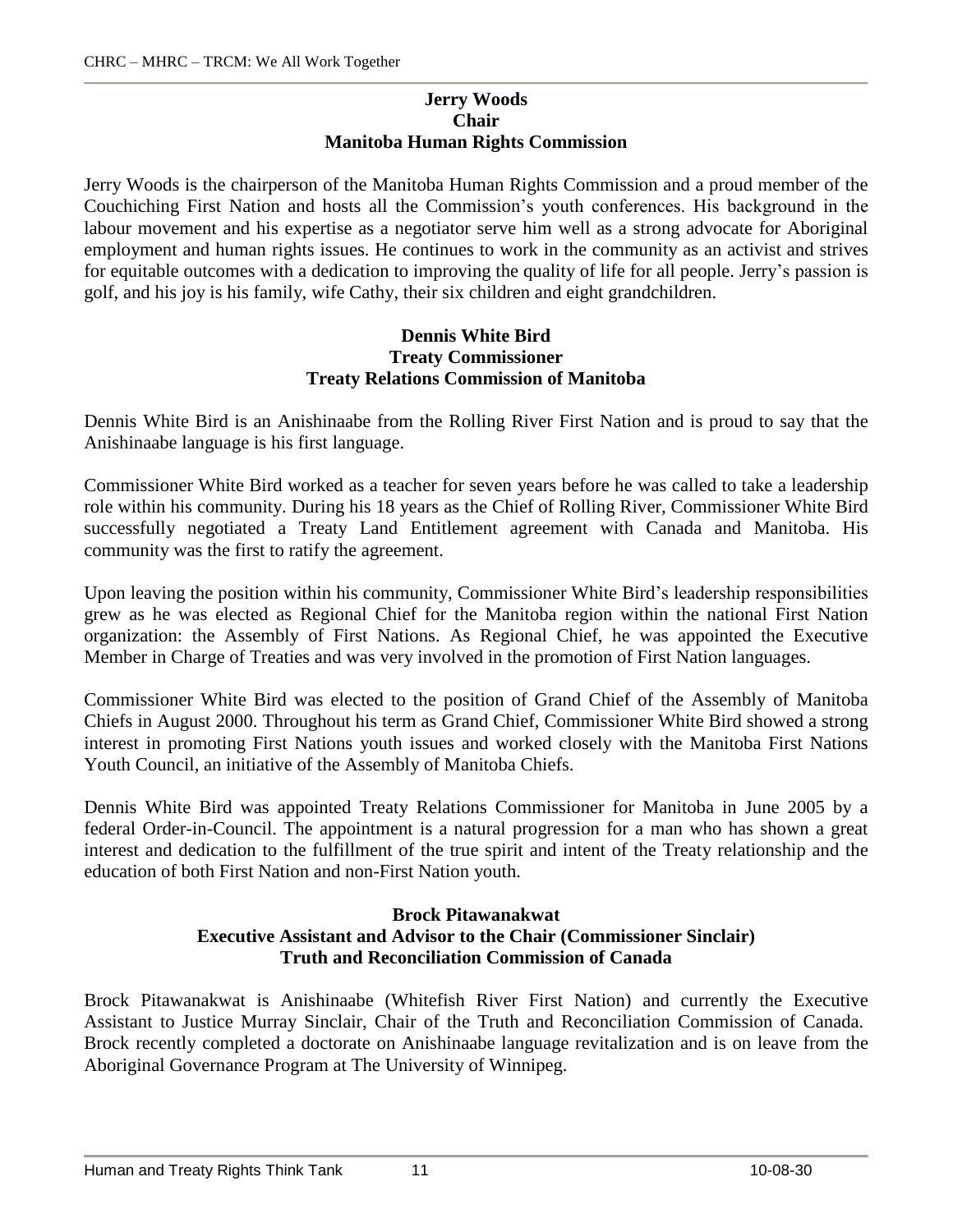**Jerry Woods**
**Chair**
**Manitoba Human Rights Commission**

Jerry Woods is the chairperson of the Manitoba Human Rights Commission and a proud member of the Couchiching First Nation and hosts all the Commission's youth conferences. His background in the labour movement and his expertise as a negotiator serve him well as a strong advocate for Aboriginal employment and human rights issues. He continues to work in the community as an activist and strives for equitable outcomes with a dedication to improving the quality of life for all people. Jerry's passion is golf, and his joy is his family, wife Cathy, their six children and eight grandchildren.

**Dennis White Bird**
**Treaty Commissioner**
**Treaty Relations Commission of Manitoba**

Dennis White Bird is an Anishinaabe from the Rolling River First Nation and is proud to say that the Anishinaabe language is his first language.

Commissioner White Bird worked as a teacher for seven years before he was called to take a leadership role within his community. During his 18 years as the Chief of Rolling River, Commissioner White Bird successfully negotiated a Treaty Land Entitlement agreement with Canada and Manitoba. His community was the first to ratify the agreement.

Upon leaving the position within his community, Commissioner White Bird's leadership responsibilities grew as he was elected as Regional Chief for the Manitoba region within the national First Nation organization: the Assembly of First Nations. As Regional Chief, he was appointed the Executive Member in Charge of Treaties and was very involved in the promotion of First Nation languages.

Commissioner White Bird was elected to the position of Grand Chief of the Assembly of Manitoba Chiefs in August 2000. Throughout his term as Grand Chief, Commissioner White Bird showed a strong interest in promoting First Nations youth issues and worked closely with the Manitoba First Nations Youth Council, an initiative of the Assembly of Manitoba Chiefs.

Dennis White Bird was appointed Treaty Relations Commissioner for Manitoba in June 2005 by a federal Order-in-Council. The appointment is a natural progression for a man who has shown a great interest and dedication to the fulfillment of the true spirit and intent of the Treaty relationship and the education of both First Nation and non-First Nation youth.

**Brock Pitawanakwat**
**Executive Assistant and Advisor to the Chair (Commissioner Sinclair)**
**Truth and Reconciliation Commission of Canada**

Brock Pitawanakwat is Anishinaabe (Whitefish River First Nation) and currently the Executive Assistant to Justice Murray Sinclair, Chair of the Truth and Reconciliation Commission of Canada. Brock recently completed a doctorate on Anishinaabe language revitalization and is on leave from the Aboriginal Governance Program at The University of Winnipeg.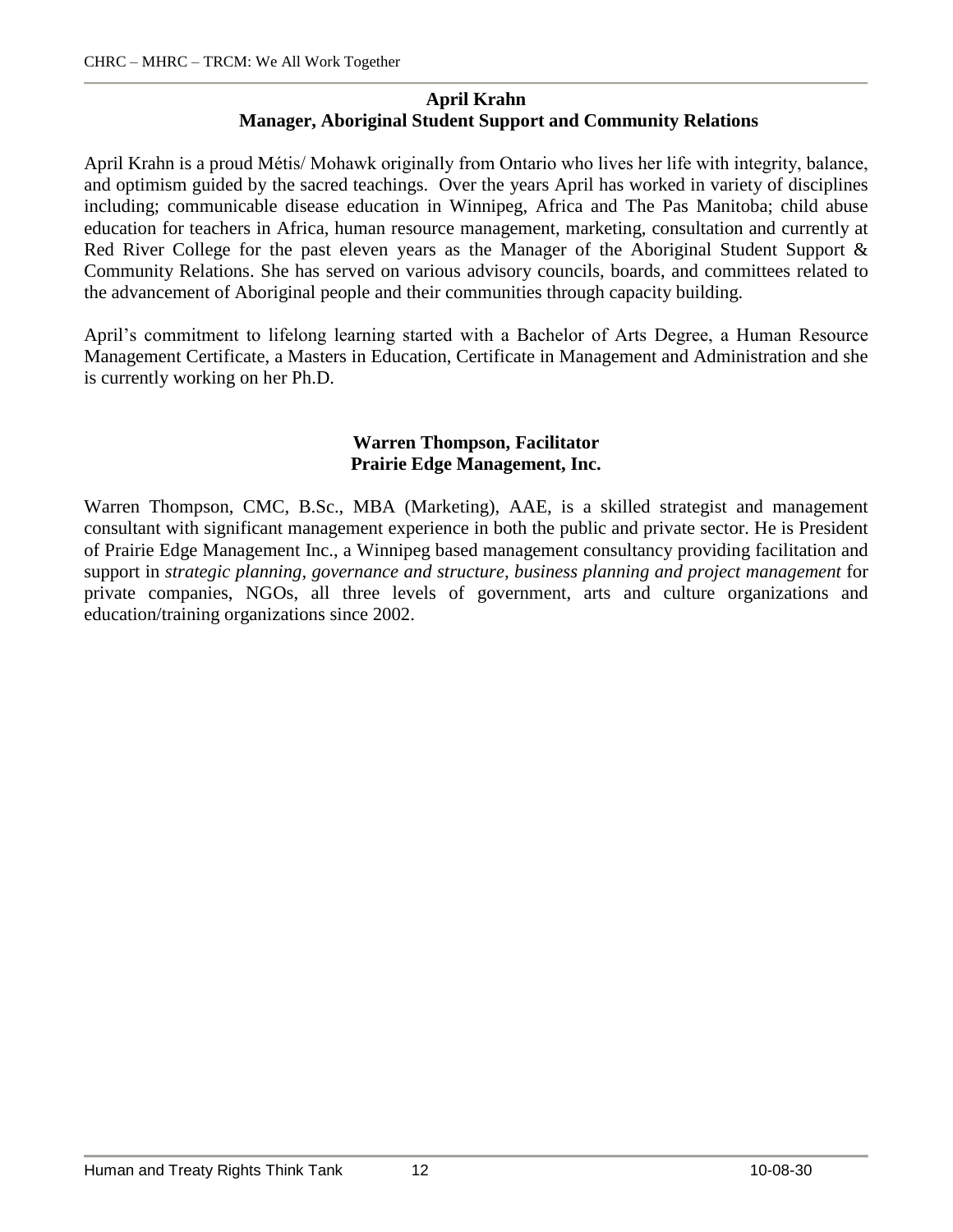**April Krahn**
**Manager, Aboriginal Student Support and Community Relations**

April Krahn is a proud Métis/ Mohawk originally from Ontario who lives her life with integrity, balance, and optimism guided by the sacred teachings. Over the years April has worked in variety of disciplines including; communicable disease education in Winnipeg, Africa and The Pas Manitoba; child abuse education for teachers in Africa, human resource management, marketing, consultation and currently at Red River College for the past eleven years as the Manager of the Aboriginal Student Support & Community Relations. She has served on various advisory councils, boards, and committees related to the advancement of Aboriginal people and their communities through capacity building.

April's commitment to lifelong learning started with a Bachelor of Arts Degree, a Human Resource Management Certificate, a Masters in Education, Certificate in Management and Administration and she is currently working on her Ph.D.

**Warren Thompson, Facilitator**
**Prairie Edge Management, Inc.**

Warren Thompson, CMC, B.Sc., MBA (Marketing), AAE, is a skilled strategist and management consultant with significant management experience in both the public and private sector. He is President of Prairie Edge Management Inc., a Winnipeg based management consultancy providing facilitation and support in *strategic planning, governance and structure, business planning and project management* for private companies, NGOs, all three levels of government, arts and culture organizations and education/training organizations since 2002.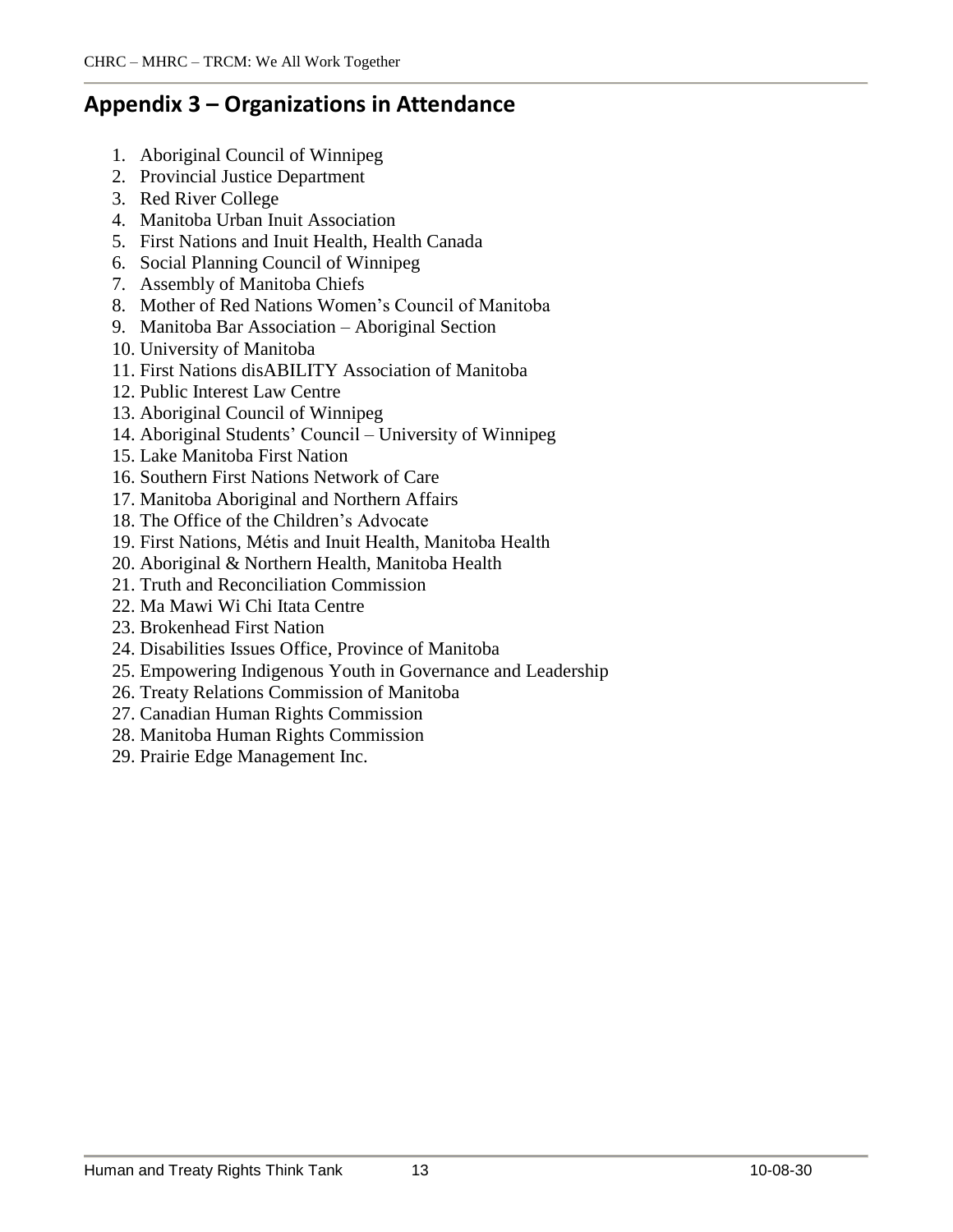## Appendix 3 – Organizations in Attendance

1. Aboriginal Council of Winnipeg
2. Provincial Justice Department
3. Red River College
4. Manitoba Urban Inuit Association
5. First Nations and Inuit Health, Health Canada
6. Social Planning Council of Winnipeg
7. Assembly of Manitoba Chiefs
8. Mother of Red Nations Women's Council of Manitoba
9. Manitoba Bar Association – Aboriginal Section
10. University of Manitoba
11. First Nations disABILITY Association of Manitoba
12. Public Interest Law Centre
13. Aboriginal Council of Winnipeg
14. Aboriginal Students' Council – University of Winnipeg
15. Lake Manitoba First Nation
16. Southern First Nations Network of Care
17. Manitoba Aboriginal and Northern Affairs
18. The Office of the Children's Advocate
19. First Nations, Métis and Inuit Health, Manitoba Health
20. Aboriginal & Northern Health, Manitoba Health
21. Truth and Reconciliation Commission
22. Ma Mawi Wi Chi Itata Centre
23. Brokenhead First Nation
24. Disabilities Issues Office, Province of Manitoba
25. Empowering Indigenous Youth in Governance and Leadership
26. Treaty Relations Commission of Manitoba
27. Canadian Human Rights Commission
28. Manitoba Human Rights Commission
29. Prairie Edge Management Inc.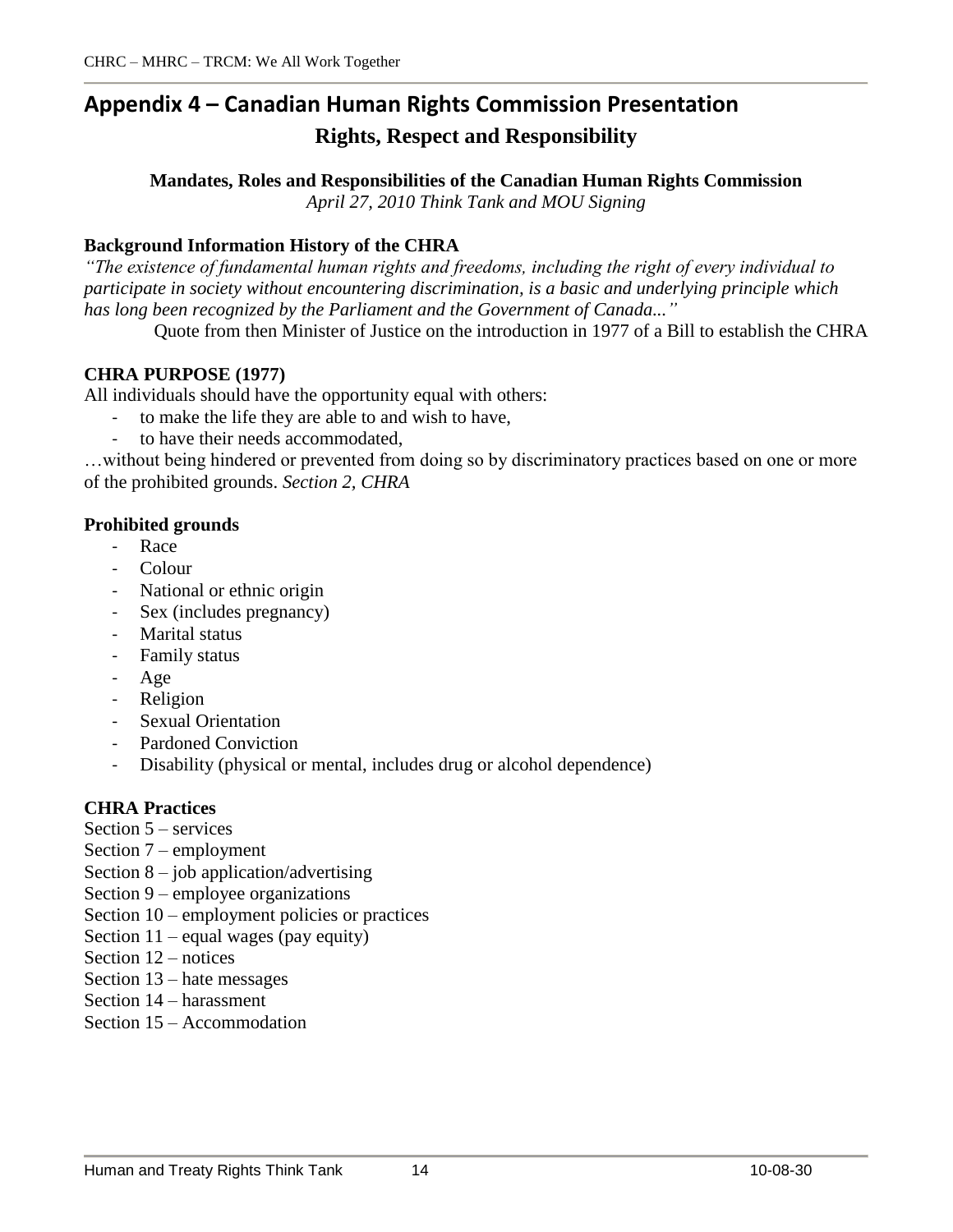# Appendix 4 – Canadian Human Rights Commission Presentation

## Rights, Respect and Responsibility

**Mandates, Roles and Responsibilities of the Canadian Human Rights Commission**
*April 27, 2010 Think Tank and MOU Signing*

**Background Information History of the CHRA**

*"The existence of fundamental human rights and freedoms, including the right of every individual to participate in society without encountering discrimination, is a basic and underlying principle which has long been recognized by the Parliament and the Government of Canada..."*

Quote from then Minister of Justice on the introduction in 1977 of a Bill to establish the CHRA

**CHRA PURPOSE (1977)**

All individuals should have the opportunity equal with others:

- to make the life they are able to and wish to have,
- to have their needs accommodated,

…without being hindered or prevented from doing so by discriminatory practices based on one or more of the prohibited grounds. *Section 2, CHRA*

**Prohibited grounds**

- Race
- Colour
- National or ethnic origin
- Sex (includes pregnancy)
- Marital status
- Family status
- Age
- Religion
- Sexual Orientation
- Pardoned Conviction
- Disability (physical or mental, includes drug or alcohol dependence)

**CHRA Practices**

Section 5 – services
Section 7 – employment
Section 8 – job application/advertising
Section 9 – employee organizations
Section 10 – employment policies or practices
Section 11 – equal wages (pay equity)
Section 12 – notices
Section 13 – hate messages
Section 14 – harassment
Section 15 – Accommodation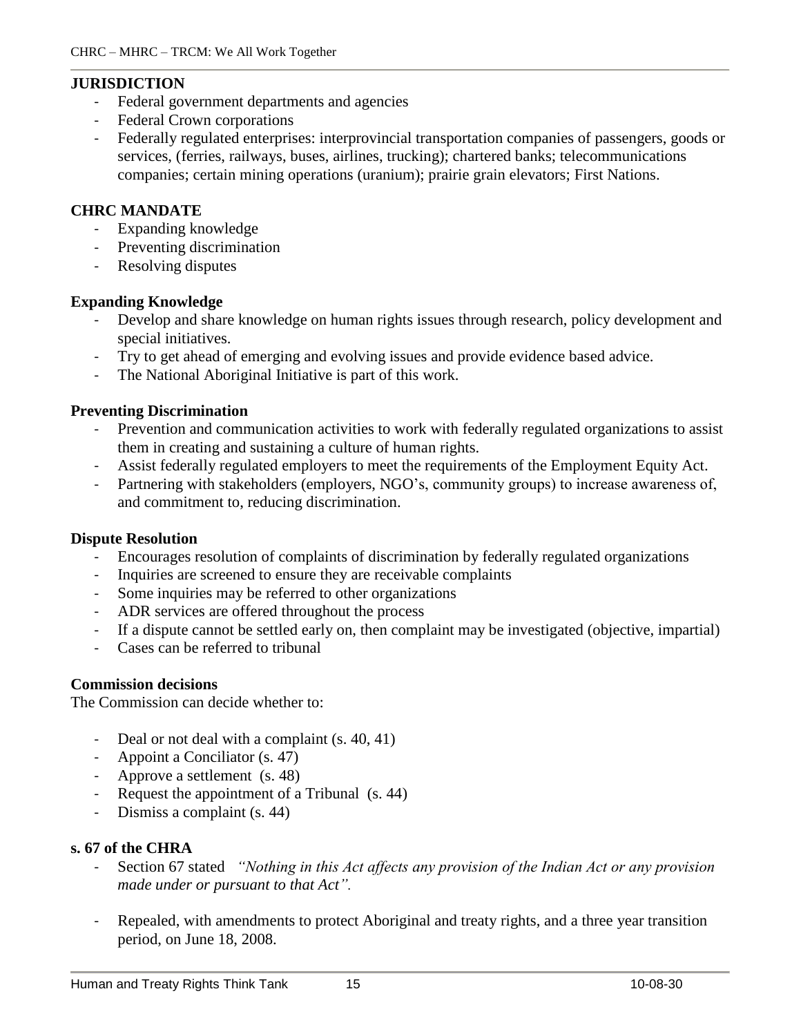## JURISDICTION

- Federal government departments and agencies
- Federal Crown corporations
- Federally regulated enterprises: interprovincial transportation companies of passengers, goods or services, (ferries, railways, buses, airlines, trucking); chartered banks; telecommunications companies; certain mining operations (uranium); prairie grain elevators; First Nations.

## CHRC MANDATE

- Expanding knowledge
- Preventing discrimination
- Resolving disputes

### Expanding Knowledge

- Develop and share knowledge on human rights issues through research, policy development and special initiatives.
- Try to get ahead of emerging and evolving issues and provide evidence based advice.
- The National Aboriginal Initiative is part of this work.

### Preventing Discrimination

- Prevention and communication activities to work with federally regulated organizations to assist them in creating and sustaining a culture of human rights.
- Assist federally regulated employers to meet the requirements of the Employment Equity Act.
- Partnering with stakeholders (employers, NGO's, community groups) to increase awareness of, and commitment to, reducing discrimination.

### Dispute Resolution

- Encourages resolution of complaints of discrimination by federally regulated organizations
- Inquiries are screened to ensure they are receivable complaints
- Some inquiries may be referred to other organizations
- ADR services are offered throughout the process
- If a dispute cannot be settled early on, then complaint may be investigated (objective, impartial)
- Cases can be referred to tribunal

### Commission decisions

The Commission can decide whether to:

- Deal or not deal with a complaint (s. 40, 41)
- Appoint a Conciliator (s. 47)
- Approve a settlement (s. 48)
- Request the appointment of a Tribunal (s. 44)
- Dismiss a complaint (s. 44)

### s. 67 of the CHRA

- Section 67 stated *"Nothing in this Act affects any provision of the Indian Act or any provision made under or pursuant to that Act".*
- Repealed, with amendments to protect Aboriginal and treaty rights, and a three year transition period, on June 18, 2008.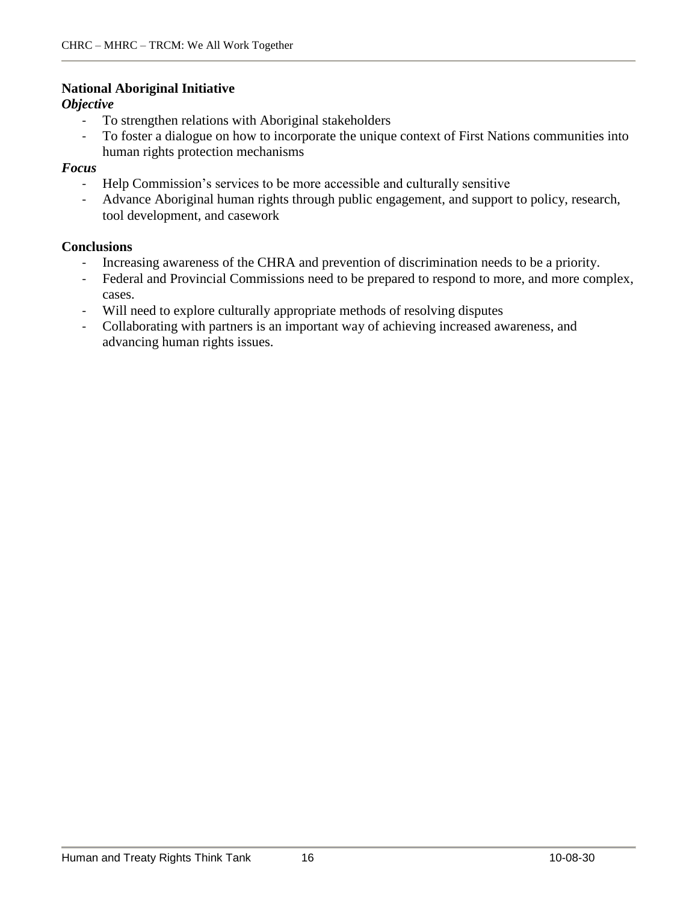**National Aboriginal Initiative**

***Objective***

- To strengthen relations with Aboriginal stakeholders
- To foster a dialogue on how to incorporate the unique context of First Nations communities into human rights protection mechanisms

***Focus***

- Help Commission's services to be more accessible and culturally sensitive
- Advance Aboriginal human rights through public engagement, and support to policy, research, tool development, and casework

**Conclusions**

- Increasing awareness of the CHRA and prevention of discrimination needs to be a priority.
- Federal and Provincial Commissions need to be prepared to respond to more, and more complex, cases.
- Will need to explore culturally appropriate methods of resolving disputes
- Collaborating with partners is an important way of achieving increased awareness, and advancing human rights issues.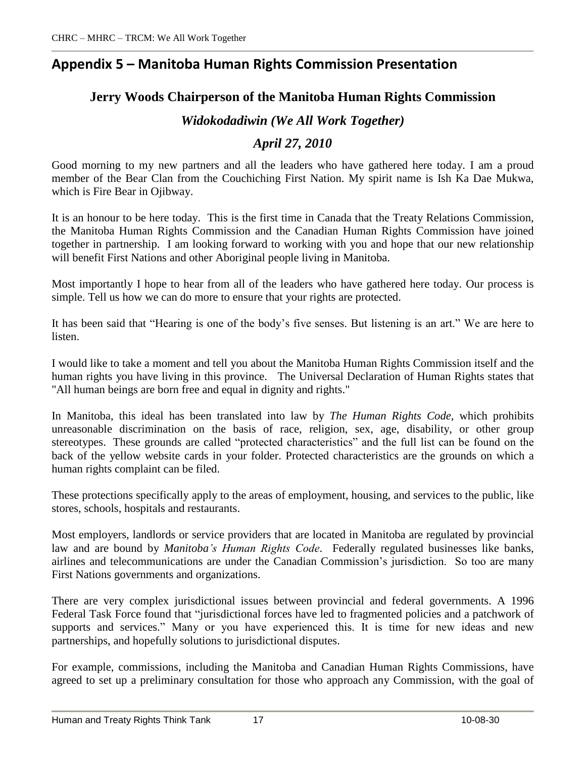## Appendix 5 – Manitoba Human Rights Commission Presentation

### Jerry Woods Chairperson of the Manitoba Human Rights Commission

### *Widokodadiwin (We All Work Together)*

### *April 27, 2010*

Good morning to my new partners and all the leaders who have gathered here today. I am a proud member of the Bear Clan from the Couchiching First Nation. My spirit name is Ish Ka Dae Mukwa, which is Fire Bear in Ojibway.

It is an honour to be here today. This is the first time in Canada that the Treaty Relations Commission, the Manitoba Human Rights Commission and the Canadian Human Rights Commission have joined together in partnership. I am looking forward to working with you and hope that our new relationship will benefit First Nations and other Aboriginal people living in Manitoba.

Most importantly I hope to hear from all of the leaders who have gathered here today. Our process is simple. Tell us how we can do more to ensure that your rights are protected.

It has been said that "Hearing is one of the body's five senses. But listening is an art." We are here to listen.

I would like to take a moment and tell you about the Manitoba Human Rights Commission itself and the human rights you have living in this province. The Universal Declaration of Human Rights states that "All human beings are born free and equal in dignity and rights."

In Manitoba, this ideal has been translated into law by *The Human Rights Code,* which prohibits unreasonable discrimination on the basis of race, religion, sex, age, disability, or other group stereotypes. These grounds are called "protected characteristics" and the full list can be found on the back of the yellow website cards in your folder. Protected characteristics are the grounds on which a human rights complaint can be filed.

These protections specifically apply to the areas of employment, housing, and services to the public, like stores, schools, hospitals and restaurants.

Most employers, landlords or service providers that are located in Manitoba are regulated by provincial law and are bound by *Manitoba's Human Rights Code*. Federally regulated businesses like banks, airlines and telecommunications are under the Canadian Commission's jurisdiction. So too are many First Nations governments and organizations.

There are very complex jurisdictional issues between provincial and federal governments. A 1996 Federal Task Force found that "jurisdictional forces have led to fragmented policies and a patchwork of supports and services." Many or you have experienced this. It is time for new ideas and new partnerships, and hopefully solutions to jurisdictional disputes.

For example, commissions, including the Manitoba and Canadian Human Rights Commissions, have agreed to set up a preliminary consultation for those who approach any Commission, with the goal of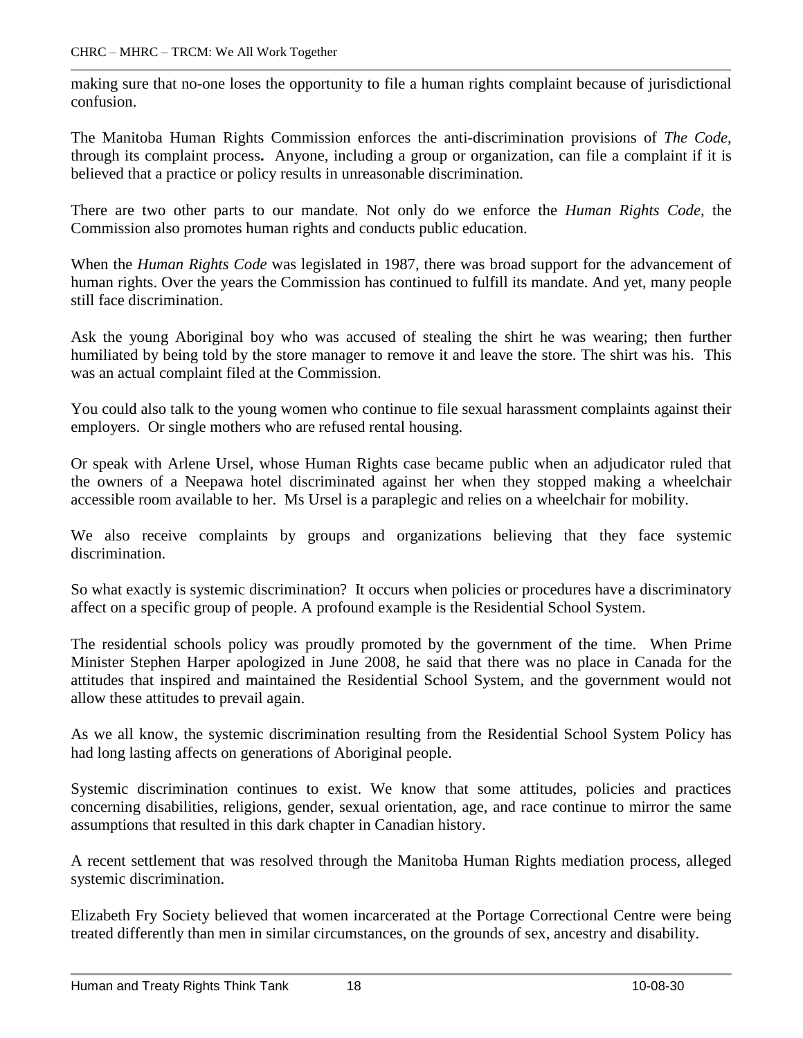making sure that no-one loses the opportunity to file a human rights complaint because of jurisdictional confusion.

The Manitoba Human Rights Commission enforces the anti-discrimination provisions of *The Code*, through its complaint process**.** Anyone, including a group or organization, can file a complaint if it is believed that a practice or policy results in unreasonable discrimination.

There are two other parts to our mandate. Not only do we enforce the *Human Rights Code*, the Commission also promotes human rights and conducts public education.

When the *Human Rights Code* was legislated in 1987, there was broad support for the advancement of human rights. Over the years the Commission has continued to fulfill its mandate. And yet, many people still face discrimination.

Ask the young Aboriginal boy who was accused of stealing the shirt he was wearing; then further humiliated by being told by the store manager to remove it and leave the store. The shirt was his. This was an actual complaint filed at the Commission.

You could also talk to the young women who continue to file sexual harassment complaints against their employers. Or single mothers who are refused rental housing.

Or speak with Arlene Ursel, whose Human Rights case became public when an adjudicator ruled that the owners of a Neepawa hotel discriminated against her when they stopped making a wheelchair accessible room available to her. Ms Ursel is a paraplegic and relies on a wheelchair for mobility.

We also receive complaints by groups and organizations believing that they face systemic discrimination.

So what exactly is systemic discrimination? It occurs when policies or procedures have a discriminatory affect on a specific group of people. A profound example is the Residential School System.

The residential schools policy was proudly promoted by the government of the time. When Prime Minister Stephen Harper apologized in June 2008, he said that there was no place in Canada for the attitudes that inspired and maintained the Residential School System, and the government would not allow these attitudes to prevail again.

As we all know, the systemic discrimination resulting from the Residential School System Policy has had long lasting affects on generations of Aboriginal people.

Systemic discrimination continues to exist. We know that some attitudes, policies and practices concerning disabilities, religions, gender, sexual orientation, age, and race continue to mirror the same assumptions that resulted in this dark chapter in Canadian history.

A recent settlement that was resolved through the Manitoba Human Rights mediation process, alleged systemic discrimination.

Elizabeth Fry Society believed that women incarcerated at the Portage Correctional Centre were being treated differently than men in similar circumstances, on the grounds of sex, ancestry and disability.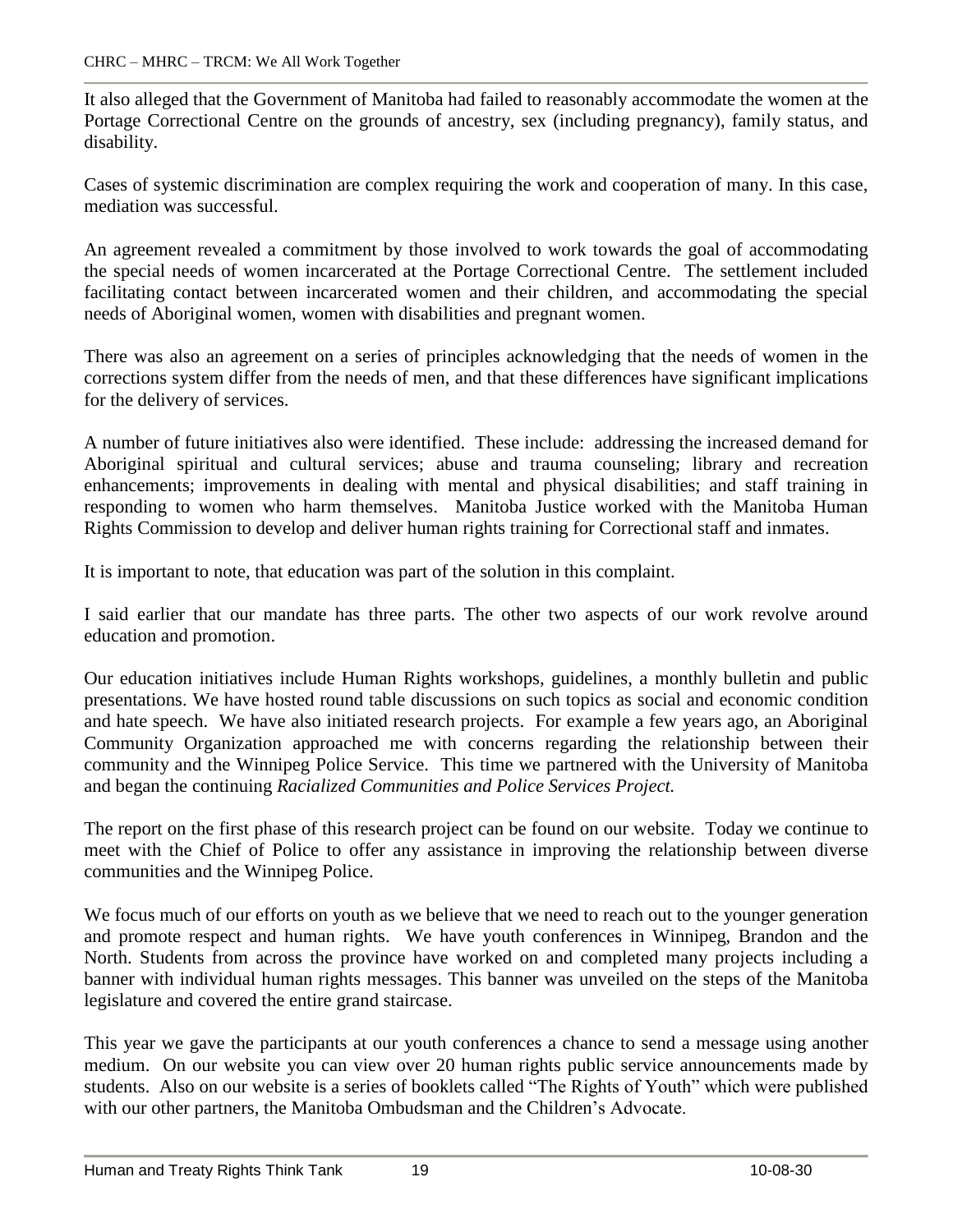It also alleged that the Government of Manitoba had failed to reasonably accommodate the women at the Portage Correctional Centre on the grounds of ancestry, sex (including pregnancy), family status, and disability.

Cases of systemic discrimination are complex requiring the work and cooperation of many. In this case, mediation was successful.

An agreement revealed a commitment by those involved to work towards the goal of accommodating the special needs of women incarcerated at the Portage Correctional Centre. The settlement included facilitating contact between incarcerated women and their children, and accommodating the special needs of Aboriginal women, women with disabilities and pregnant women.

There was also an agreement on a series of principles acknowledging that the needs of women in the corrections system differ from the needs of men, and that these differences have significant implications for the delivery of services.

A number of future initiatives also were identified. These include: addressing the increased demand for Aboriginal spiritual and cultural services; abuse and trauma counseling; library and recreation enhancements; improvements in dealing with mental and physical disabilities; and staff training in responding to women who harm themselves. Manitoba Justice worked with the Manitoba Human Rights Commission to develop and deliver human rights training for Correctional staff and inmates.

It is important to note, that education was part of the solution in this complaint.

I said earlier that our mandate has three parts. The other two aspects of our work revolve around education and promotion.

Our education initiatives include Human Rights workshops, guidelines, a monthly bulletin and public presentations. We have hosted round table discussions on such topics as social and economic condition and hate speech. We have also initiated research projects. For example a few years ago, an Aboriginal Community Organization approached me with concerns regarding the relationship between their community and the Winnipeg Police Service. This time we partnered with the University of Manitoba and began the continuing *Racialized Communities and Police Services Project.*

The report on the first phase of this research project can be found on our website. Today we continue to meet with the Chief of Police to offer any assistance in improving the relationship between diverse communities and the Winnipeg Police.

We focus much of our efforts on youth as we believe that we need to reach out to the younger generation and promote respect and human rights. We have youth conferences in Winnipeg, Brandon and the North. Students from across the province have worked on and completed many projects including a banner with individual human rights messages. This banner was unveiled on the steps of the Manitoba legislature and covered the entire grand staircase.

This year we gave the participants at our youth conferences a chance to send a message using another medium. On our website you can view over 20 human rights public service announcements made by students. Also on our website is a series of booklets called "The Rights of Youth" which were published with our other partners, the Manitoba Ombudsman and the Children's Advocate.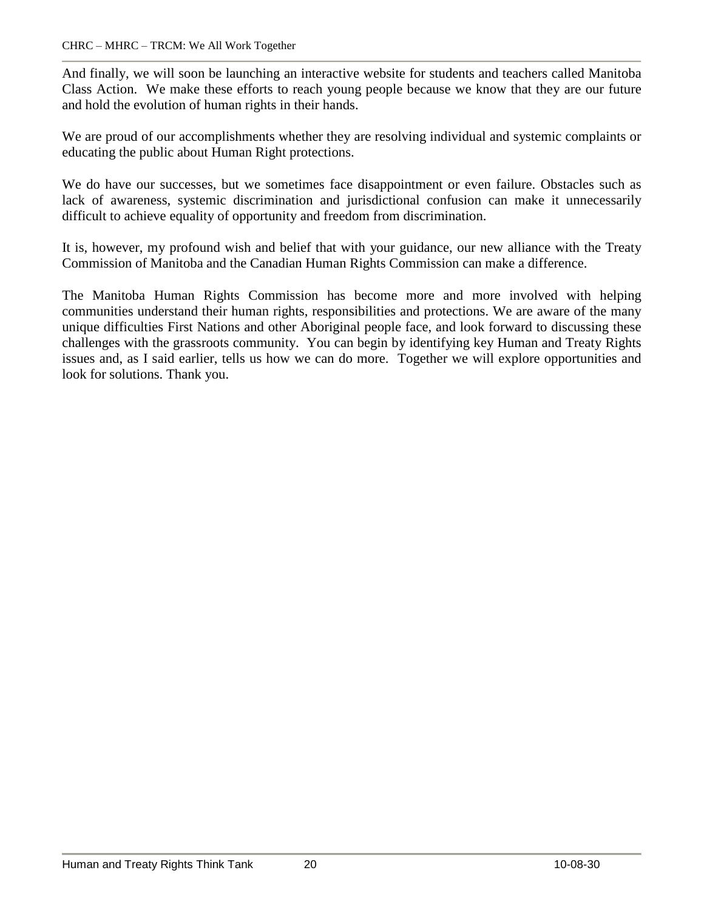And finally, we will soon be launching an interactive website for students and teachers called Manitoba Class Action. We make these efforts to reach young people because we know that they are our future and hold the evolution of human rights in their hands.

We are proud of our accomplishments whether they are resolving individual and systemic complaints or educating the public about Human Right protections.

We do have our successes, but we sometimes face disappointment or even failure. Obstacles such as lack of awareness, systemic discrimination and jurisdictional confusion can make it unnecessarily difficult to achieve equality of opportunity and freedom from discrimination.

It is, however, my profound wish and belief that with your guidance, our new alliance with the Treaty Commission of Manitoba and the Canadian Human Rights Commission can make a difference.

The Manitoba Human Rights Commission has become more and more involved with helping communities understand their human rights, responsibilities and protections. We are aware of the many unique difficulties First Nations and other Aboriginal people face, and look forward to discussing these challenges with the grassroots community. You can begin by identifying key Human and Treaty Rights issues and, as I said earlier, tells us how we can do more. Together we will explore opportunities and look for solutions. Thank you.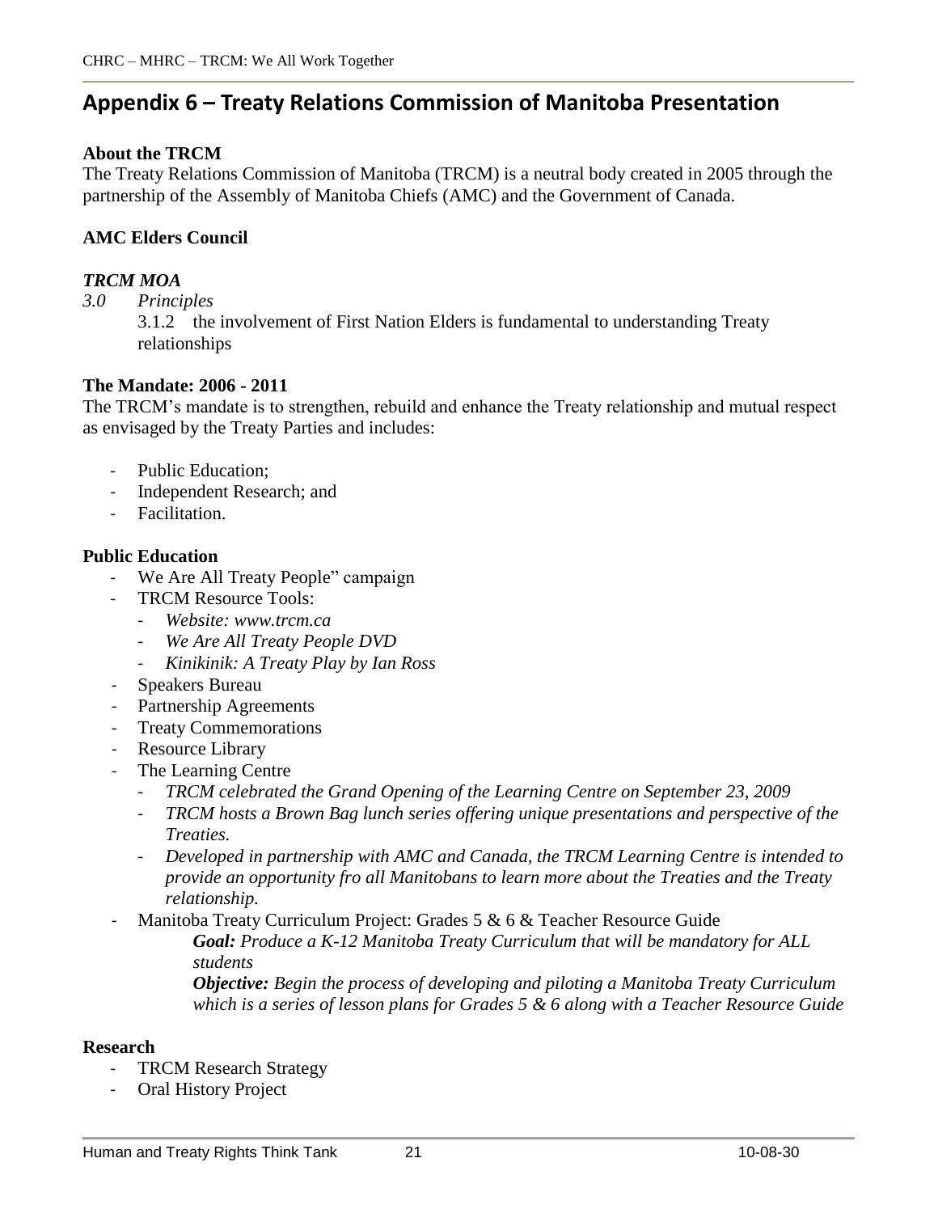## Appendix 6 – Treaty Relations Commission of Manitoba Presentation

**About the TRCM**

The Treaty Relations Commission of Manitoba (TRCM) is a neutral body created in 2005 through the partnership of the Assembly of Manitoba Chiefs (AMC) and the Government of Canada.

**AMC Elders Council**

***TRCM MOA***

*3.0 Principles*

3.1.2 the involvement of First Nation Elders is fundamental to understanding Treaty relationships

**The Mandate: 2006 - 2011**

The TRCM's mandate is to strengthen, rebuild and enhance the Treaty relationship and mutual respect as envisaged by the Treaty Parties and includes:

- Public Education;
- Independent Research; and
- Facilitation.

**Public Education**

- We Are All Treaty People" campaign
- TRCM Resource Tools:
  - *Website: www.trcm.ca*
  - *We Are All Treaty People DVD*
  - *Kinikinik: A Treaty Play by Ian Ross*
- Speakers Bureau
- Partnership Agreements
- Treaty Commemorations
- Resource Library
- The Learning Centre
  - *TRCM celebrated the Grand Opening of the Learning Centre on September 23, 2009*
  - *TRCM hosts a Brown Bag lunch series offering unique presentations and perspective of the Treaties.*
  - *Developed in partnership with AMC and Canada, the TRCM Learning Centre is intended to provide an opportunity fro all Manitobans to learn more about the Treaties and the Treaty relationship.*
- Manitoba Treaty Curriculum Project: Grades 5 & 6 & Teacher Resource Guide

  ***Goal:*** *Produce a K-12 Manitoba Treaty Curriculum that will be mandatory for ALL students*

  ***Objective:*** *Begin the process of developing and piloting a Manitoba Treaty Curriculum which is a series of lesson plans for Grades 5 & 6 along with a Teacher Resource Guide*

**Research**

- TRCM Research Strategy
- Oral History Project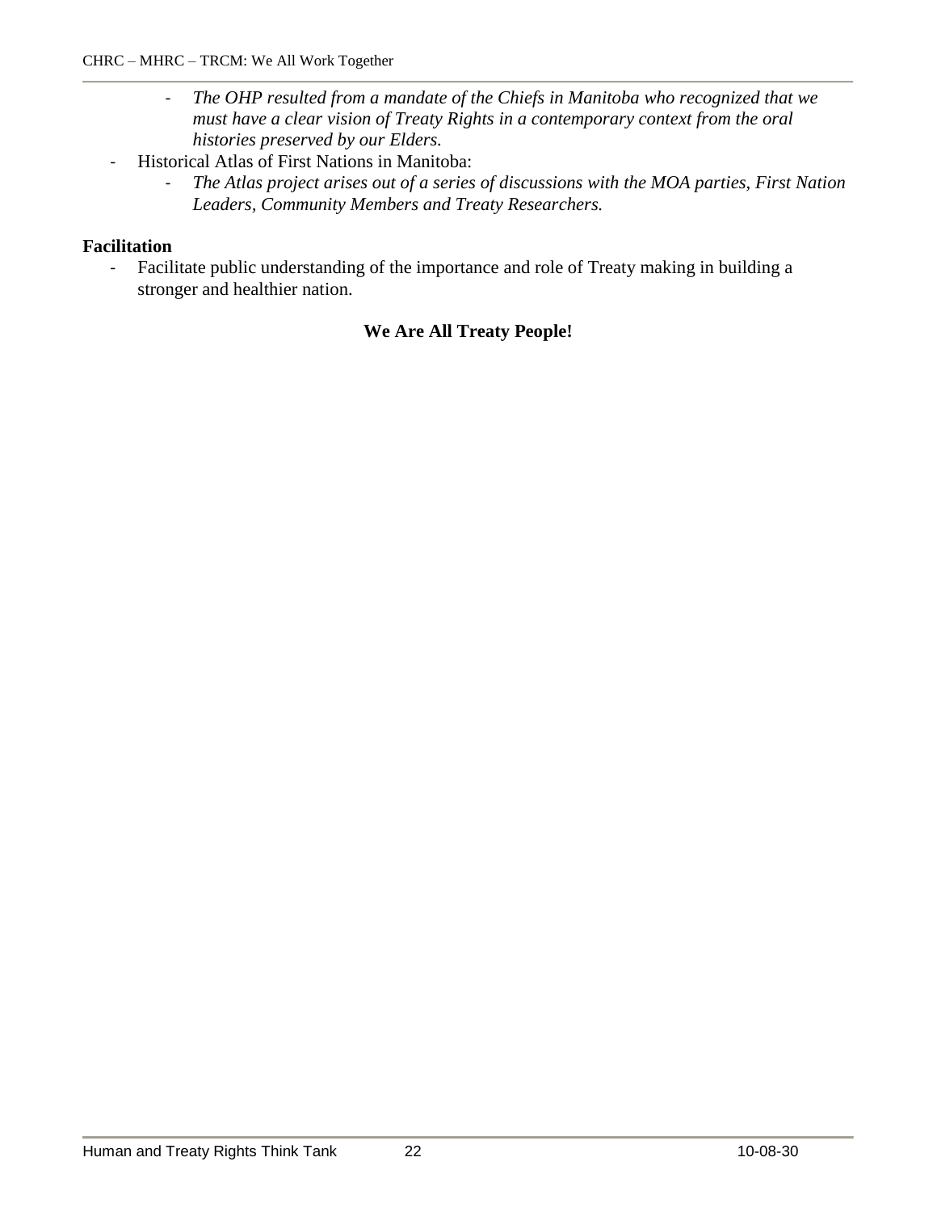- *The OHP resulted from a mandate of the Chiefs in Manitoba who recognized that we must have a clear vision of Treaty Rights in a contemporary context from the oral histories preserved by our Elders.*
- Historical Atlas of First Nations in Manitoba:
  - *The Atlas project arises out of a series of discussions with the MOA parties, First Nation Leaders, Community Members and Treaty Researchers.*

**Facilitation**

- Facilitate public understanding of the importance and role of Treaty making in building a stronger and healthier nation.

**We Are All Treaty People!**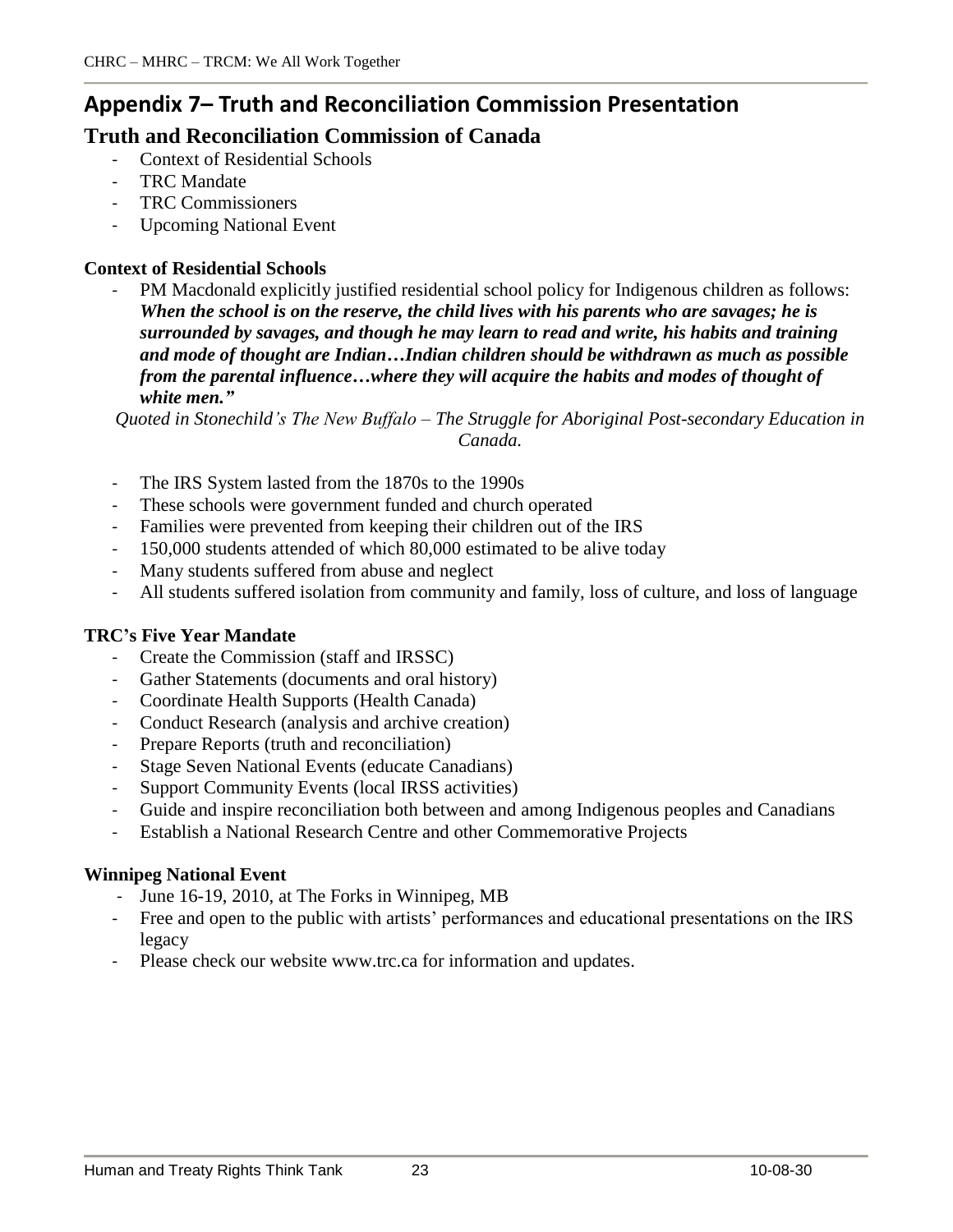## Appendix 7– Truth and Reconciliation Commission Presentation

### Truth and Reconciliation Commission of Canada

- Context of Residential Schools
- TRC Mandate
- TRC Commissioners
- Upcoming National Event

**Context of Residential Schools**

- PM Macdonald explicitly justified residential school policy for Indigenous children as follows: ***When the school is on the reserve, the child lives with his parents who are savages; he is surrounded by savages, and though he may learn to read and write, his habits and training and mode of thought are Indian…Indian children should be withdrawn as much as possible from the parental influence…where they will acquire the habits and modes of thought of white men."***

*Quoted in Stonechild's The New Buffalo – The Struggle for Aboriginal Post-secondary Education in Canada.*

- The IRS System lasted from the 1870s to the 1990s
- These schools were government funded and church operated
- Families were prevented from keeping their children out of the IRS
- 150,000 students attended of which 80,000 estimated to be alive today
- Many students suffered from abuse and neglect
- All students suffered isolation from community and family, loss of culture, and loss of language

**TRC's Five Year Mandate**

- Create the Commission (staff and IRSSC)
- Gather Statements (documents and oral history)
- Coordinate Health Supports (Health Canada)
- Conduct Research (analysis and archive creation)
- Prepare Reports (truth and reconciliation)
- Stage Seven National Events (educate Canadians)
- Support Community Events (local IRSS activities)
- Guide and inspire reconciliation both between and among Indigenous peoples and Canadians
- Establish a National Research Centre and other Commemorative Projects

**Winnipeg National Event**

- June 16-19, 2010, at The Forks in Winnipeg, MB
- Free and open to the public with artists' performances and educational presentations on the IRS legacy
- Please check our website www.trc.ca for information and updates.